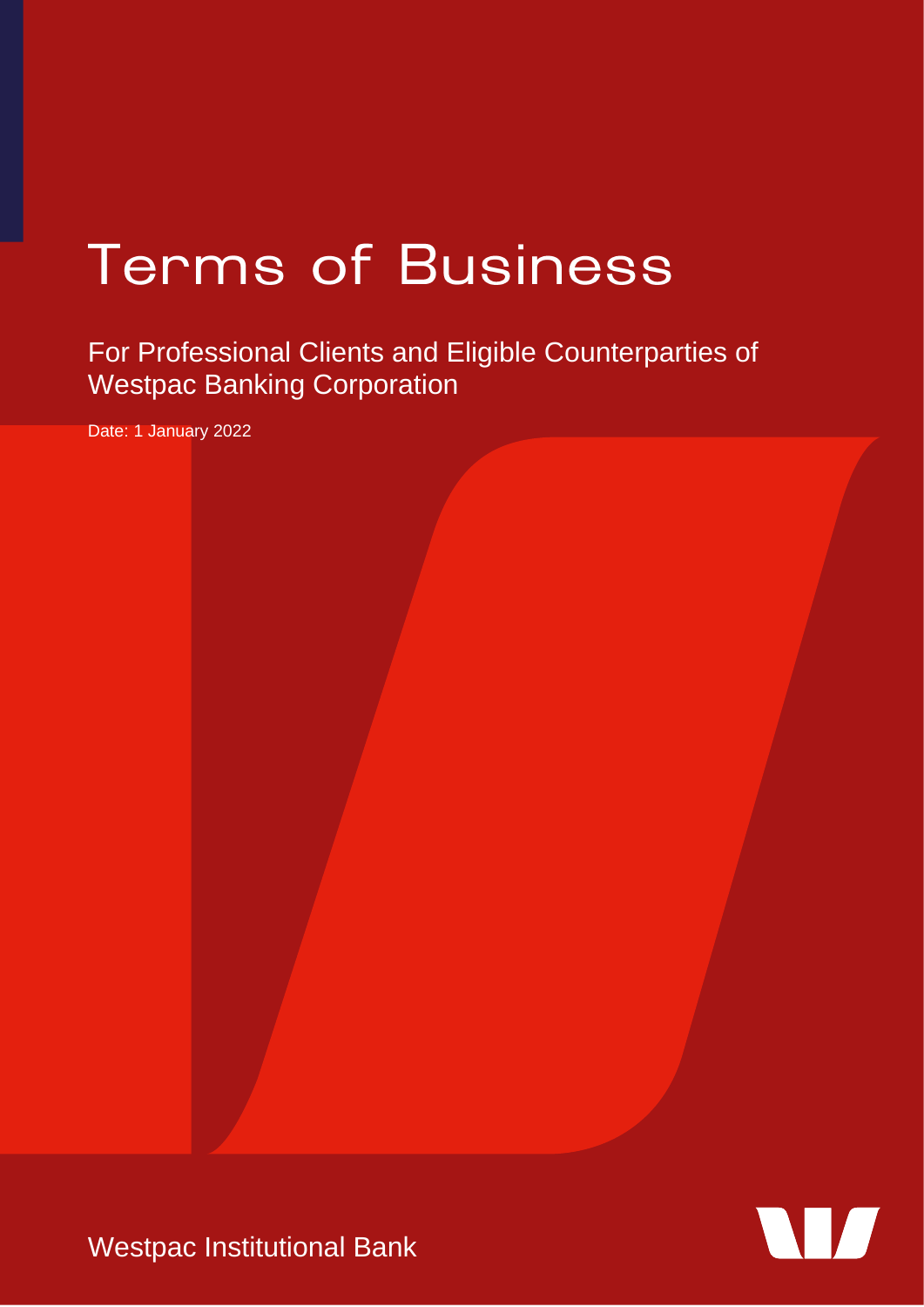# Terms of Business

## For Professional Clients and Eligible Counterparties of Westpac Banking Corporation

Date: 1 January 2022

Westpac Institutional Bank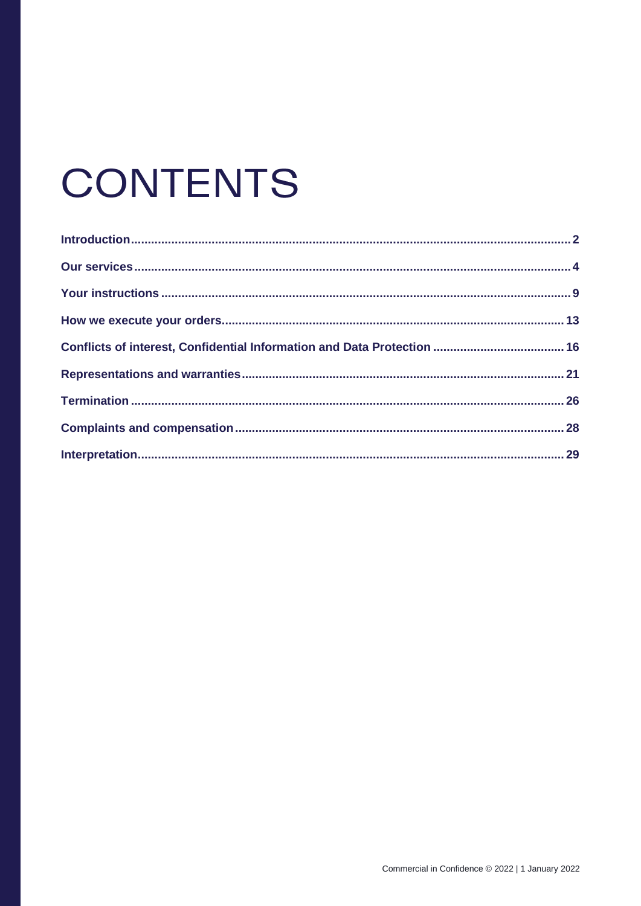# CONTENTS

| | |
|---|---|
| **Introduction** | **2** |
| **Our services** | **4** |
| **Your instructions** | **9** |
| **How we execute your orders** | **13** |
| **Conflicts of interest, Confidential Information and Data Protection** | **16** |
| **Representations and warranties** | **21** |
| **Termination** | **26** |
| **Complaints and compensation** | **28** |
| **Interpretation** | **29** |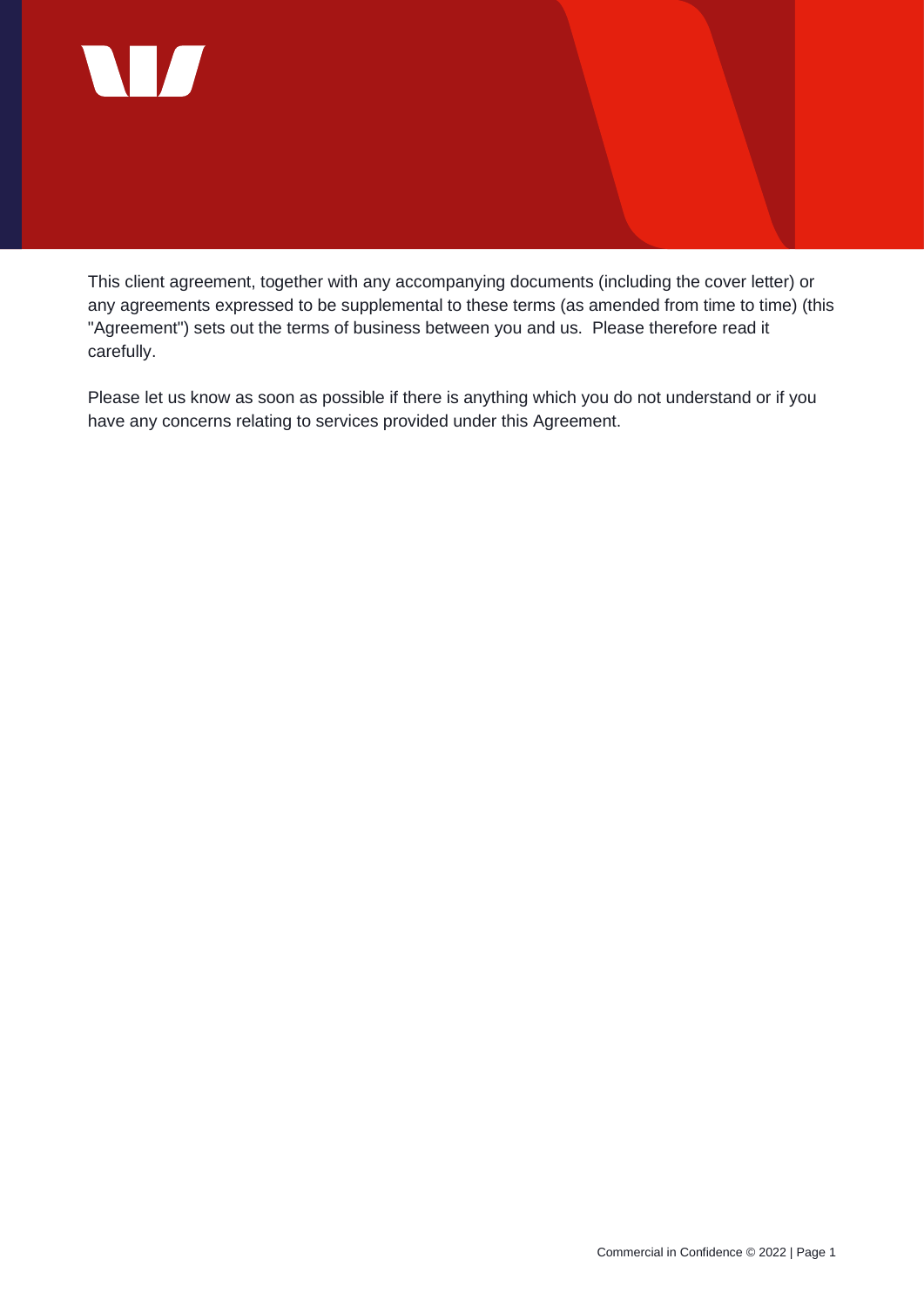This client agreement, together with any accompanying documents (including the cover letter) or any agreements expressed to be supplemental to these terms (as amended from time to time) (this "Agreement") sets out the terms of business between you and us.  Please therefore read it carefully.

Please let us know as soon as possible if there is anything which you do not understand or if you have any concerns relating to services provided under this Agreement.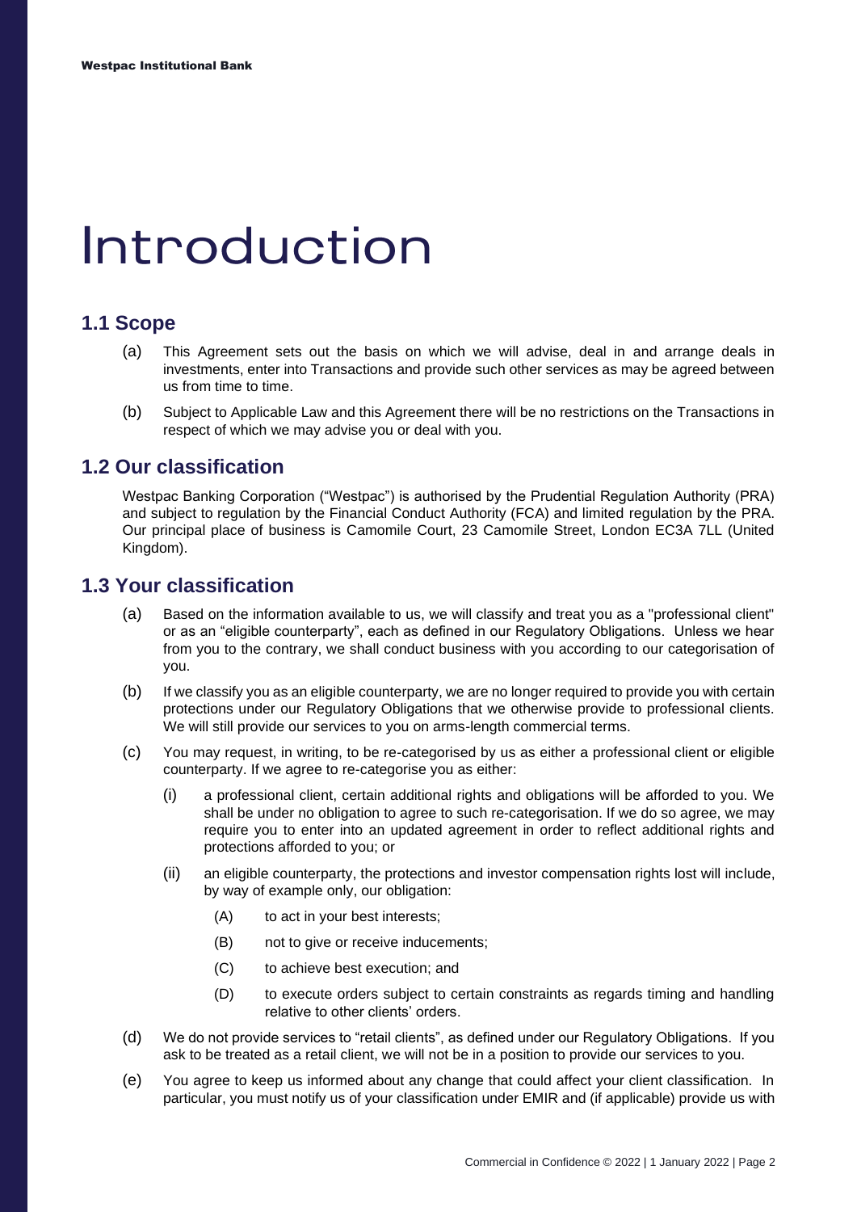# Introduction

## 1.1 Scope

(a) This Agreement sets out the basis on which we will advise, deal in and arrange deals in investments, enter into Transactions and provide such other services as may be agreed between us from time to time.

(b) Subject to Applicable Law and this Agreement there will be no restrictions on the Transactions in respect of which we may advise you or deal with you.

## 1.2 Our classification

Westpac Banking Corporation ("Westpac") is authorised by the Prudential Regulation Authority (PRA) and subject to regulation by the Financial Conduct Authority (FCA) and limited regulation by the PRA. Our principal place of business is Camomile Court, 23 Camomile Street, London EC3A 7LL (United Kingdom).

## 1.3 Your classification

(a) Based on the information available to us, we will classify and treat you as a "professional client" or as an "eligible counterparty", each as defined in our Regulatory Obligations. Unless we hear from you to the contrary, we shall conduct business with you according to our categorisation of you.

(b) If we classify you as an eligible counterparty, we are no longer required to provide you with certain protections under our Regulatory Obligations that we otherwise provide to professional clients. We will still provide our services to you on arms-length commercial terms.

(c) You may request, in writing, to be re-categorised by us as either a professional client or eligible counterparty. If we agree to re-categorise you as either:

  (i) a professional client, certain additional rights and obligations will be afforded to you. We shall be under no obligation to agree to such re-categorisation. If we do so agree, we may require you to enter into an updated agreement in order to reflect additional rights and protections afforded to you; or

  (ii) an eligible counterparty, the protections and investor compensation rights lost will include, by way of example only, our obligation:

    (A) to act in your best interests;

    (B) not to give or receive inducements;

    (C) to achieve best execution; and

    (D) to execute orders subject to certain constraints as regards timing and handling relative to other clients' orders.

(d) We do not provide services to "retail clients", as defined under our Regulatory Obligations. If you ask to be treated as a retail client, we will not be in a position to provide our services to you.

(e) You agree to keep us informed about any change that could affect your client classification. In particular, you must notify us of your classification under EMIR and (if applicable) provide us with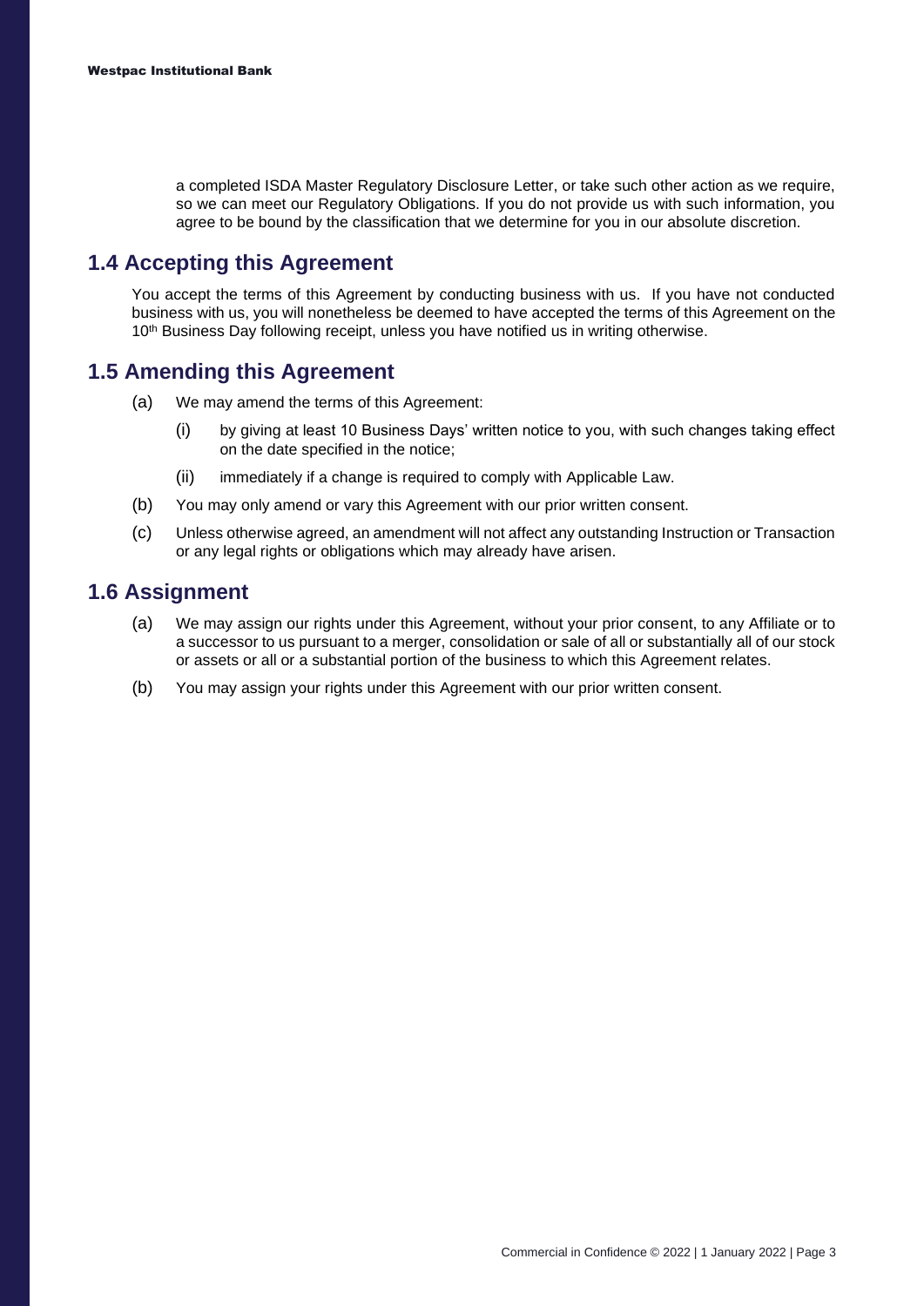a completed ISDA Master Regulatory Disclosure Letter, or take such other action as we require, so we can meet our Regulatory Obligations. If you do not provide us with such information, you agree to be bound by the classification that we determine for you in our absolute discretion.

## 1.4 Accepting this Agreement

You accept the terms of this Agreement by conducting business with us. If you have not conducted business with us, you will nonetheless be deemed to have accepted the terms of this Agreement on the 10th Business Day following receipt, unless you have notified us in writing otherwise.

## 1.5 Amending this Agreement

(a) We may amend the terms of this Agreement:

(i) by giving at least 10 Business Days' written notice to you, with such changes taking effect on the date specified in the notice;

(ii) immediately if a change is required to comply with Applicable Law.

(b) You may only amend or vary this Agreement with our prior written consent.

(c) Unless otherwise agreed, an amendment will not affect any outstanding Instruction or Transaction or any legal rights or obligations which may already have arisen.

## 1.6 Assignment

(a) We may assign our rights under this Agreement, without your prior consent, to any Affiliate or to a successor to us pursuant to a merger, consolidation or sale of all or substantially all of our stock or assets or all or a substantial portion of the business to which this Agreement relates.

(b) You may assign your rights under this Agreement with our prior written consent.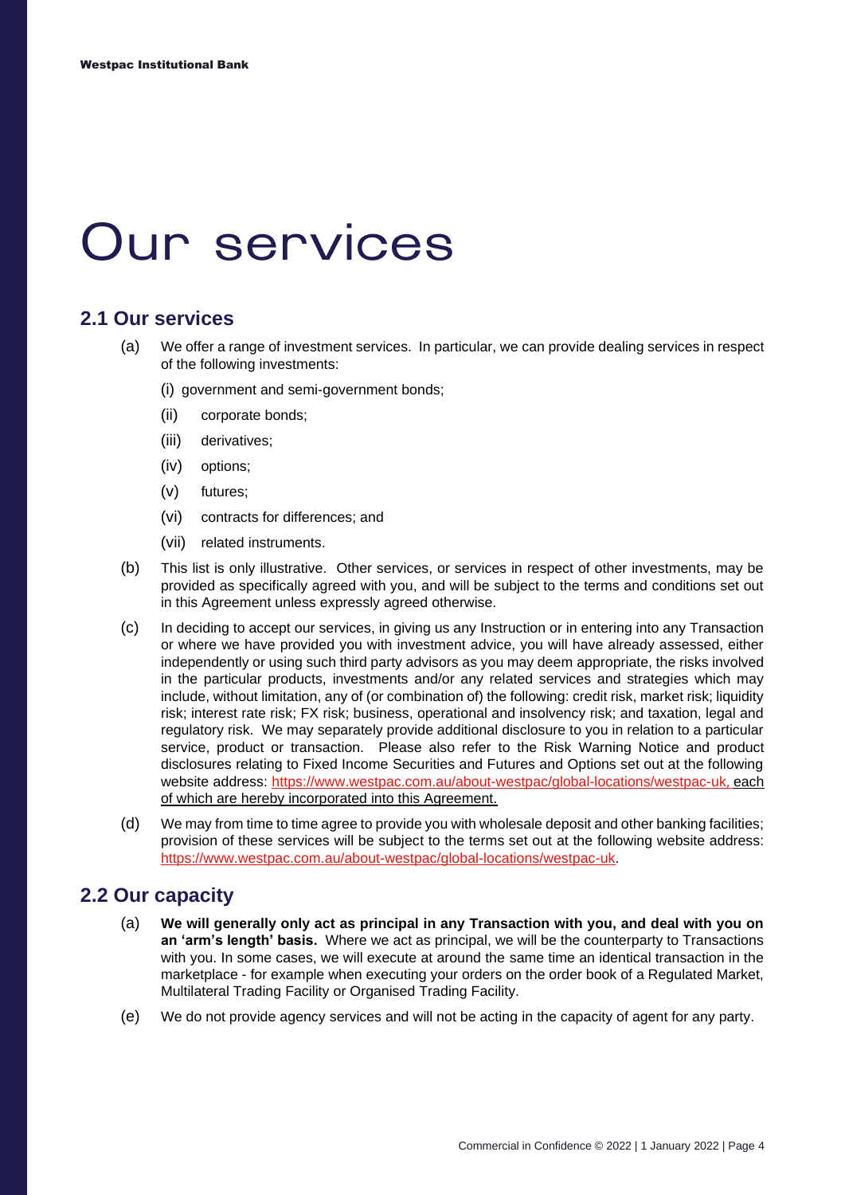# Our services

## 2.1 Our services

(a) We offer a range of investment services. In particular, we can provide dealing services in respect of the following investments:

(i) government and semi-government bonds;

(ii) corporate bonds;

(iii) derivatives;

(iv) options;

(v) futures;

(vi) contracts for differences; and

(vii) related instruments.

(b) This list is only illustrative. Other services, or services in respect of other investments, may be provided as specifically agreed with you, and will be subject to the terms and conditions set out in this Agreement unless expressly agreed otherwise.

(c) In deciding to accept our services, in giving us any Instruction or in entering into any Transaction or where we have provided you with investment advice, you will have already assessed, either independently or using such third party advisors as you may deem appropriate, the risks involved in the particular products, investments and/or any related services and strategies which may include, without limitation, any of (or combination of) the following: credit risk, market risk; liquidity risk; interest rate risk; FX risk; business, operational and insolvency risk; and taxation, legal and regulatory risk. We may separately provide additional disclosure to you in relation to a particular service, product or transaction. Please also refer to the Risk Warning Notice and product disclosures relating to Fixed Income Securities and Futures and Options set out at the following website address: https://www.westpac.com.au/about-westpac/global-locations/westpac-uk, each of which are hereby incorporated into this Agreement.

(d) We may from time to time agree to provide you with wholesale deposit and other banking facilities; provision of these services will be subject to the terms set out at the following website address: https://www.westpac.com.au/about-westpac/global-locations/westpac-uk.

## 2.2 Our capacity

(a) **We will generally only act as principal in any Transaction with you, and deal with you on an 'arm's length' basis.** Where we act as principal, we will be the counterparty to Transactions with you. In some cases, we will execute at around the same time an identical transaction in the marketplace - for example when executing your orders on the order book of a Regulated Market, Multilateral Trading Facility or Organised Trading Facility.

(e) We do not provide agency services and will not be acting in the capacity of agent for any party.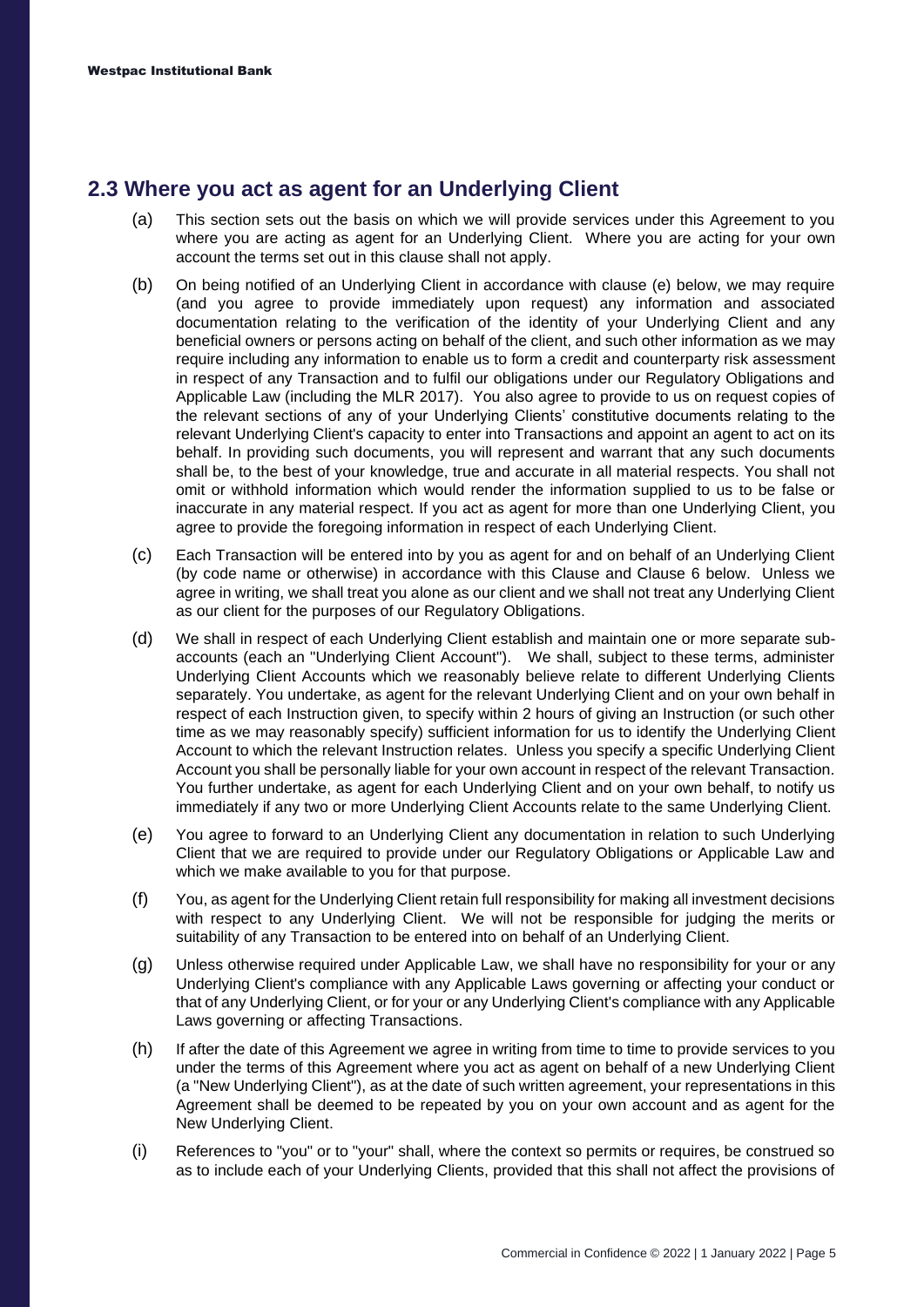## 2.3 Where you act as agent for an Underlying Client

(a) This section sets out the basis on which we will provide services under this Agreement to you where you are acting as agent for an Underlying Client. Where you are acting for your own account the terms set out in this clause shall not apply.

(b) On being notified of an Underlying Client in accordance with clause (e) below, we may require (and you agree to provide immediately upon request) any information and associated documentation relating to the verification of the identity of your Underlying Client and any beneficial owners or persons acting on behalf of the client, and such other information as we may require including any information to enable us to form a credit and counterparty risk assessment in respect of any Transaction and to fulfil our obligations under our Regulatory Obligations and Applicable Law (including the MLR 2017). You also agree to provide to us on request copies of the relevant sections of any of your Underlying Clients' constitutive documents relating to the relevant Underlying Client's capacity to enter into Transactions and appoint an agent to act on its behalf. In providing such documents, you will represent and warrant that any such documents shall be, to the best of your knowledge, true and accurate in all material respects. You shall not omit or withhold information which would render the information supplied to us to be false or inaccurate in any material respect. If you act as agent for more than one Underlying Client, you agree to provide the foregoing information in respect of each Underlying Client.

(c) Each Transaction will be entered into by you as agent for and on behalf of an Underlying Client (by code name or otherwise) in accordance with this Clause and Clause 6 below. Unless we agree in writing, we shall treat you alone as our client and we shall not treat any Underlying Client as our client for the purposes of our Regulatory Obligations.

(d) We shall in respect of each Underlying Client establish and maintain one or more separate sub-accounts (each an "Underlying Client Account"). We shall, subject to these terms, administer Underlying Client Accounts which we reasonably believe relate to different Underlying Clients separately. You undertake, as agent for the relevant Underlying Client and on your own behalf in respect of each Instruction given, to specify within 2 hours of giving an Instruction (or such other time as we may reasonably specify) sufficient information for us to identify the Underlying Client Account to which the relevant Instruction relates. Unless you specify a specific Underlying Client Account you shall be personally liable for your own account in respect of the relevant Transaction. You further undertake, as agent for each Underlying Client and on your own behalf, to notify us immediately if any two or more Underlying Client Accounts relate to the same Underlying Client.

(e) You agree to forward to an Underlying Client any documentation in relation to such Underlying Client that we are required to provide under our Regulatory Obligations or Applicable Law and which we make available to you for that purpose.

(f) You, as agent for the Underlying Client retain full responsibility for making all investment decisions with respect to any Underlying Client. We will not be responsible for judging the merits or suitability of any Transaction to be entered into on behalf of an Underlying Client.

(g) Unless otherwise required under Applicable Law, we shall have no responsibility for your or any Underlying Client's compliance with any Applicable Laws governing or affecting your conduct or that of any Underlying Client, or for your or any Underlying Client's compliance with any Applicable Laws governing or affecting Transactions.

(h) If after the date of this Agreement we agree in writing from time to time to provide services to you under the terms of this Agreement where you act as agent on behalf of a new Underlying Client (a "New Underlying Client"), as at the date of such written agreement, your representations in this Agreement shall be deemed to be repeated by you on your own account and as agent for the New Underlying Client.

(i) References to "you" or to "your" shall, where the context so permits or requires, be construed so as to include each of your Underlying Clients, provided that this shall not affect the provisions of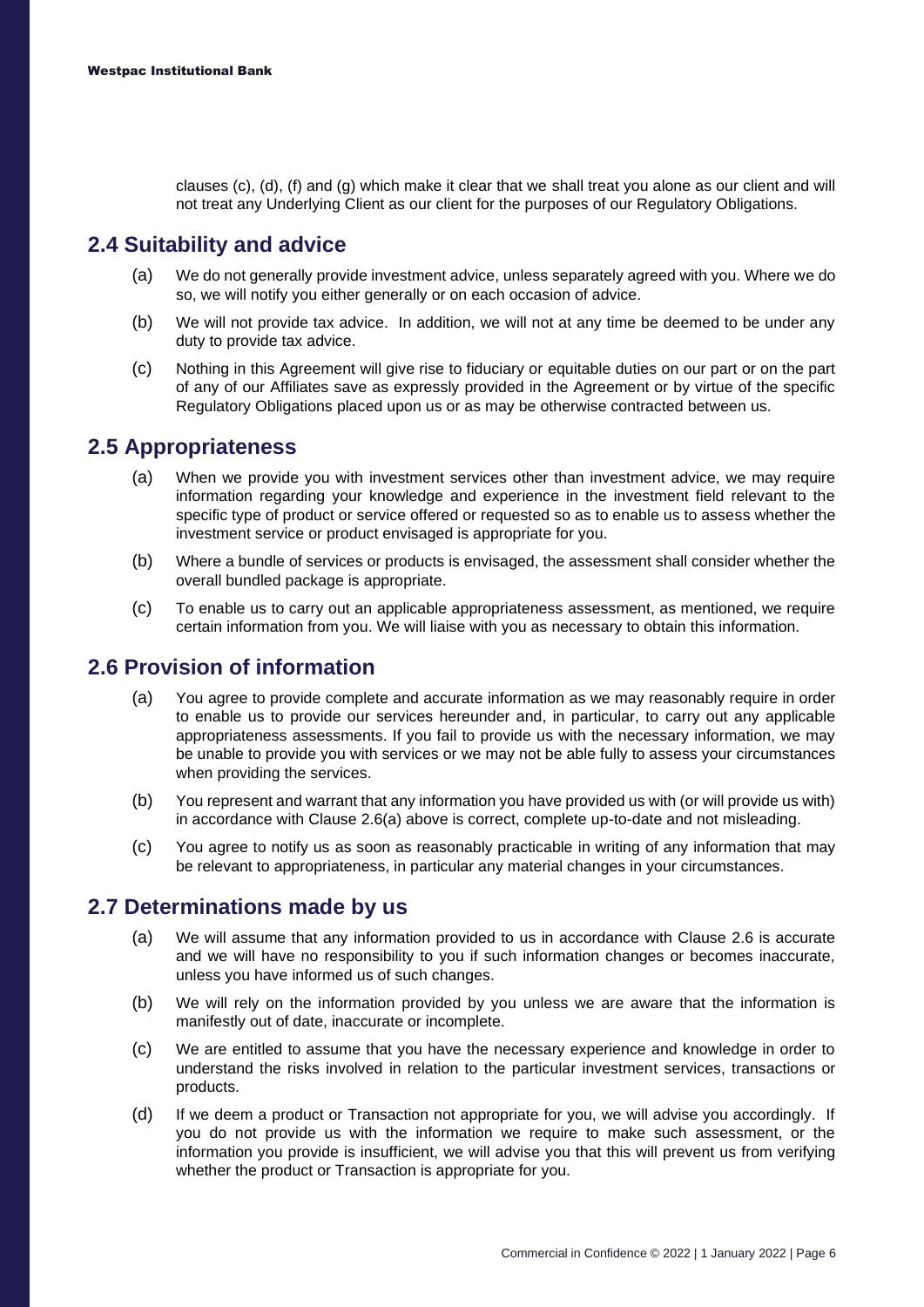clauses (c), (d), (f) and (g) which make it clear that we shall treat you alone as our client and will not treat any Underlying Client as our client for the purposes of our Regulatory Obligations.

## 2.4 Suitability and advice

(a) We do not generally provide investment advice, unless separately agreed with you. Where we do so, we will notify you either generally or on each occasion of advice.

(b) We will not provide tax advice. In addition, we will not at any time be deemed to be under any duty to provide tax advice.

(c) Nothing in this Agreement will give rise to fiduciary or equitable duties on our part or on the part of any of our Affiliates save as expressly provided in the Agreement or by virtue of the specific Regulatory Obligations placed upon us or as may be otherwise contracted between us.

## 2.5 Appropriateness

(a) When we provide you with investment services other than investment advice, we may require information regarding your knowledge and experience in the investment field relevant to the specific type of product or service offered or requested so as to enable us to assess whether the investment service or product envisaged is appropriate for you.

(b) Where a bundle of services or products is envisaged, the assessment shall consider whether the overall bundled package is appropriate.

(c) To enable us to carry out an applicable appropriateness assessment, as mentioned, we require certain information from you. We will liaise with you as necessary to obtain this information.

## 2.6 Provision of information

(a) You agree to provide complete and accurate information as we may reasonably require in order to enable us to provide our services hereunder and, in particular, to carry out any applicable appropriateness assessments. If you fail to provide us with the necessary information, we may be unable to provide you with services or we may not be able fully to assess your circumstances when providing the services.

(b) You represent and warrant that any information you have provided us with (or will provide us with) in accordance with Clause 2.6(a) above is correct, complete up-to-date and not misleading.

(c) You agree to notify us as soon as reasonably practicable in writing of any information that may be relevant to appropriateness, in particular any material changes in your circumstances.

## 2.7 Determinations made by us

(a) We will assume that any information provided to us in accordance with Clause 2.6 is accurate and we will have no responsibility to you if such information changes or becomes inaccurate, unless you have informed us of such changes.

(b) We will rely on the information provided by you unless we are aware that the information is manifestly out of date, inaccurate or incomplete.

(c) We are entitled to assume that you have the necessary experience and knowledge in order to understand the risks involved in relation to the particular investment services, transactions or products.

(d) If we deem a product or Transaction not appropriate for you, we will advise you accordingly. If you do not provide us with the information we require to make such assessment, or the information you provide is insufficient, we will advise you that this will prevent us from verifying whether the product or Transaction is appropriate for you.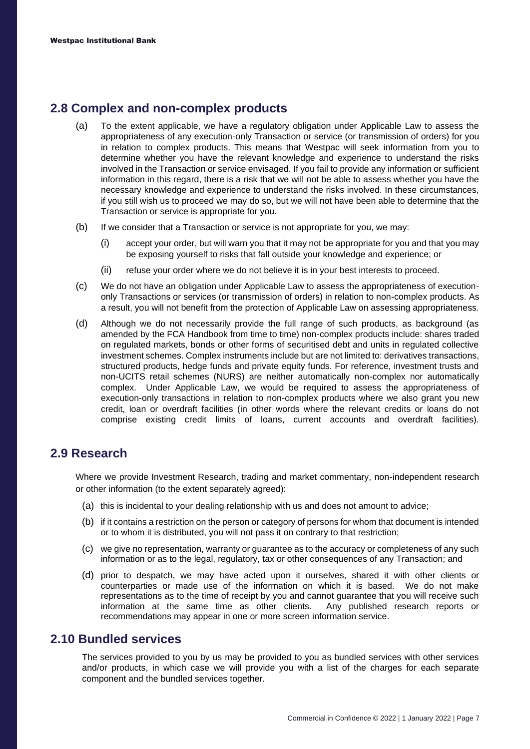## 2.8 Complex and non-complex products

(a) To the extent applicable, we have a regulatory obligation under Applicable Law to assess the appropriateness of any execution-only Transaction or service (or transmission of orders) for you in relation to complex products. This means that Westpac will seek information from you to determine whether you have the relevant knowledge and experience to understand the risks involved in the Transaction or service envisaged. If you fail to provide any information or sufficient information in this regard, there is a risk that we will not be able to assess whether you have the necessary knowledge and experience to understand the risks involved. In these circumstances, if you still wish us to proceed we may do so, but we will not have been able to determine that the Transaction or service is appropriate for you.

(b) If we consider that a Transaction or service is not appropriate for you, we may:

  (i) accept your order, but will warn you that it may not be appropriate for you and that you may be exposing yourself to risks that fall outside your knowledge and experience; or

  (ii) refuse your order where we do not believe it is in your best interests to proceed.

(c) We do not have an obligation under Applicable Law to assess the appropriateness of execution-only Transactions or services (or transmission of orders) in relation to non-complex products. As a result, you will not benefit from the protection of Applicable Law on assessing appropriateness.

(d) Although we do not necessarily provide the full range of such products, as background (as amended by the FCA Handbook from time to time) non-complex products include: shares traded on regulated markets, bonds or other forms of securitised debt and units in regulated collective investment schemes. Complex instruments include but are not limited to: derivatives transactions, structured products, hedge funds and private equity funds. For reference, investment trusts and non-UCITS retail schemes (NURS) are neither automatically non-complex nor automatically complex. Under Applicable Law, we would be required to assess the appropriateness of execution-only transactions in relation to non-complex products where we also grant you new credit, loan or overdraft facilities (in other words where the relevant credits or loans do not comprise existing credit limits of loans, current accounts and overdraft facilities).

## 2.9 Research

Where we provide Investment Research, trading and market commentary, non-independent research or other information (to the extent separately agreed):

(a) this is incidental to your dealing relationship with us and does not amount to advice;

(b) if it contains a restriction on the person or category of persons for whom that document is intended or to whom it is distributed, you will not pass it on contrary to that restriction;

(c) we give no representation, warranty or guarantee as to the accuracy or completeness of any such information or as to the legal, regulatory, tax or other consequences of any Transaction; and

(d) prior to despatch, we may have acted upon it ourselves, shared it with other clients or counterparties or made use of the information on which it is based. We do not make representations as to the time of receipt by you and cannot guarantee that you will receive such information at the same time as other clients. Any published research reports or recommendations may appear in one or more screen information service.

## 2.10 Bundled services

The services provided to you by us may be provided to you as bundled services with other services and/or products, in which case we will provide you with a list of the charges for each separate component and the bundled services together.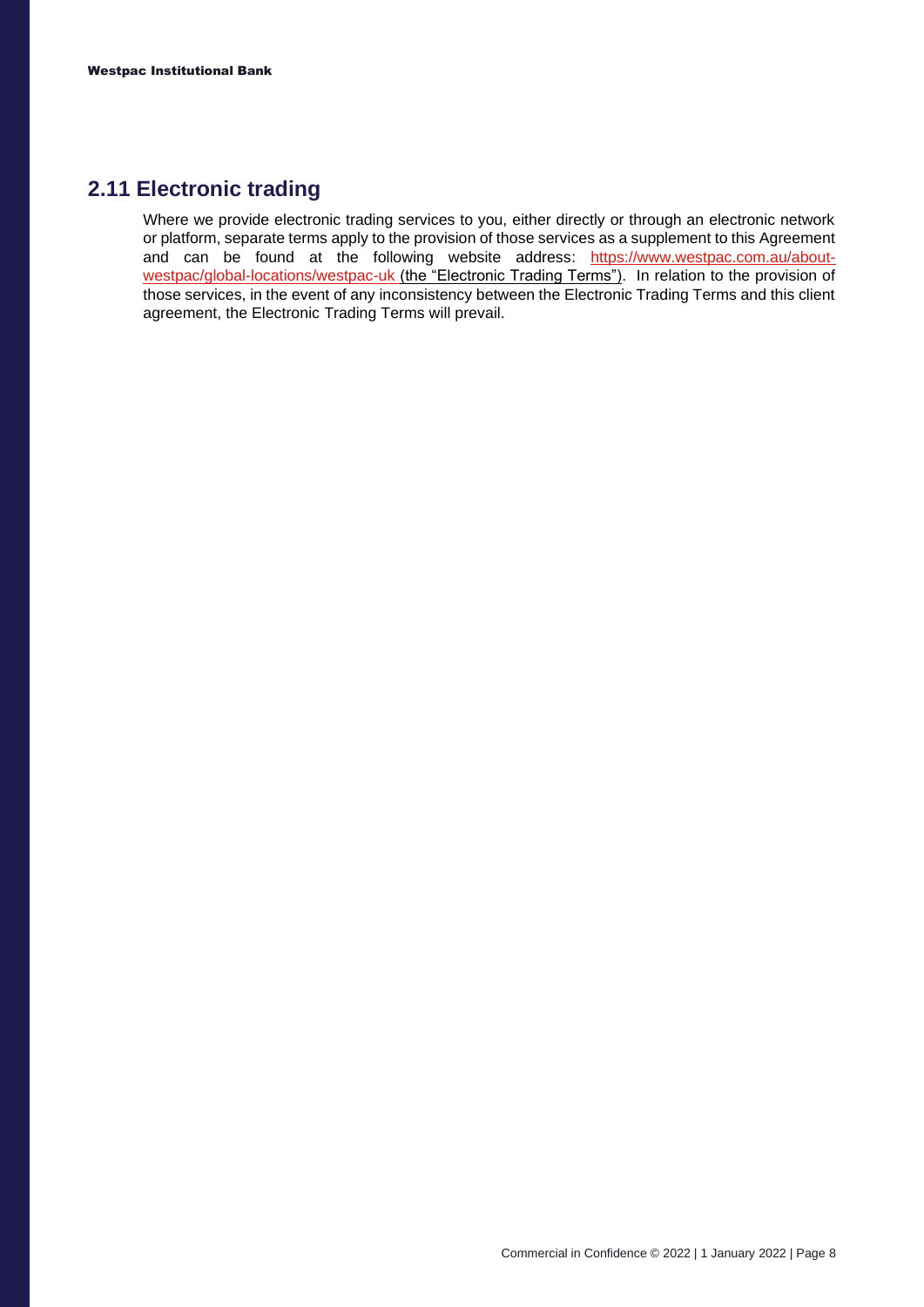## 2.11 Electronic trading

Where we provide electronic trading services to you, either directly or through an electronic network or platform, separate terms apply to the provision of those services as a supplement to this Agreement and can be found at the following website address: [https://www.westpac.com.au/about-westpac/global-locations/westpac-uk](https://www.westpac.com.au/about-westpac/global-locations/westpac-uk) (the "Electronic Trading Terms"). In relation to the provision of those services, in the event of any inconsistency between the Electronic Trading Terms and this client agreement, the Electronic Trading Terms will prevail.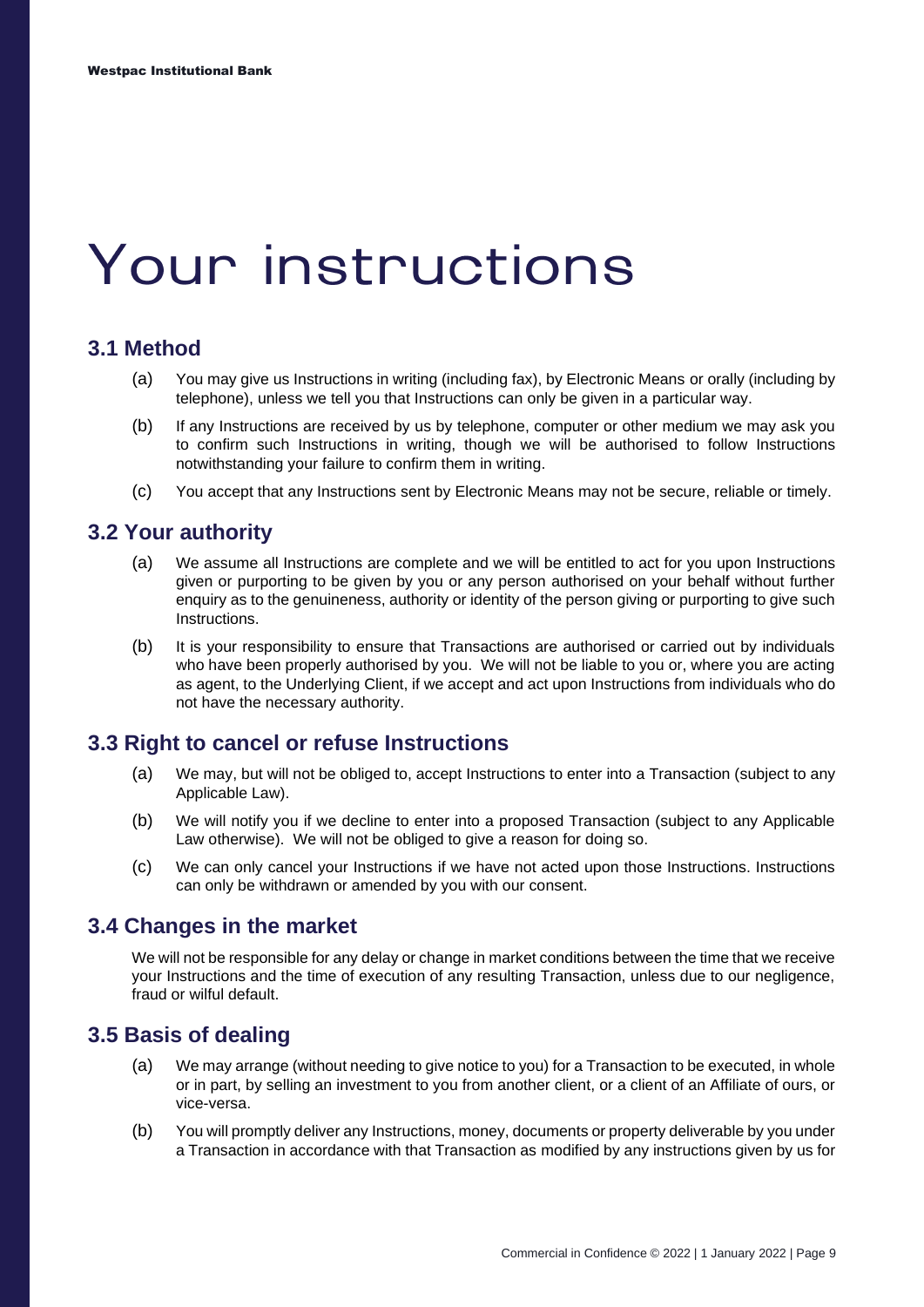# Your instructions

## 3.1 Method

(a) You may give us Instructions in writing (including fax), by Electronic Means or orally (including by telephone), unless we tell you that Instructions can only be given in a particular way.

(b) If any Instructions are received by us by telephone, computer or other medium we may ask you to confirm such Instructions in writing, though we will be authorised to follow Instructions notwithstanding your failure to confirm them in writing.

(c) You accept that any Instructions sent by Electronic Means may not be secure, reliable or timely.

## 3.2 Your authority

(a) We assume all Instructions are complete and we will be entitled to act for you upon Instructions given or purporting to be given by you or any person authorised on your behalf without further enquiry as to the genuineness, authority or identity of the person giving or purporting to give such Instructions.

(b) It is your responsibility to ensure that Transactions are authorised or carried out by individuals who have been properly authorised by you. We will not be liable to you or, where you are acting as agent, to the Underlying Client, if we accept and act upon Instructions from individuals who do not have the necessary authority.

## 3.3 Right to cancel or refuse Instructions

(a) We may, but will not be obliged to, accept Instructions to enter into a Transaction (subject to any Applicable Law).

(b) We will notify you if we decline to enter into a proposed Transaction (subject to any Applicable Law otherwise). We will not be obliged to give a reason for doing so.

(c) We can only cancel your Instructions if we have not acted upon those Instructions. Instructions can only be withdrawn or amended by you with our consent.

## 3.4 Changes in the market

We will not be responsible for any delay or change in market conditions between the time that we receive your Instructions and the time of execution of any resulting Transaction, unless due to our negligence, fraud or wilful default.

## 3.5 Basis of dealing

(a) We may arrange (without needing to give notice to you) for a Transaction to be executed, in whole or in part, by selling an investment to you from another client, or a client of an Affiliate of ours, or vice-versa.

(b) You will promptly deliver any Instructions, money, documents or property deliverable by you under a Transaction in accordance with that Transaction as modified by any instructions given by us for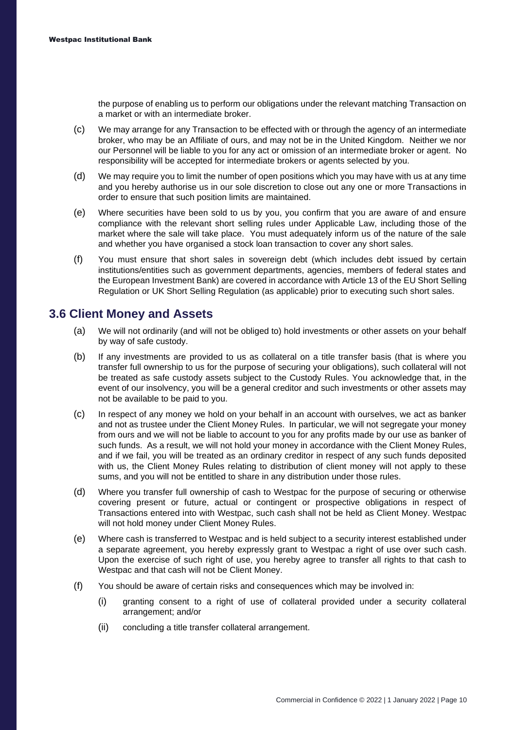the purpose of enabling us to perform our obligations under the relevant matching Transaction on a market or with an intermediate broker.

(c) We may arrange for any Transaction to be effected with or through the agency of an intermediate broker, who may be an Affiliate of ours, and may not be in the United Kingdom. Neither we nor our Personnel will be liable to you for any act or omission of an intermediate broker or agent. No responsibility will be accepted for intermediate brokers or agents selected by you.

(d) We may require you to limit the number of open positions which you may have with us at any time and you hereby authorise us in our sole discretion to close out any one or more Transactions in order to ensure that such position limits are maintained.

(e) Where securities have been sold to us by you, you confirm that you are aware of and ensure compliance with the relevant short selling rules under Applicable Law, including those of the market where the sale will take place. You must adequately inform us of the nature of the sale and whether you have organised a stock loan transaction to cover any short sales.

(f) You must ensure that short sales in sovereign debt (which includes debt issued by certain institutions/entities such as government departments, agencies, members of federal states and the European Investment Bank) are covered in accordance with Article 13 of the EU Short Selling Regulation or UK Short Selling Regulation (as applicable) prior to executing such short sales.

## 3.6 Client Money and Assets

(a) We will not ordinarily (and will not be obliged to) hold investments or other assets on your behalf by way of safe custody.

(b) If any investments are provided to us as collateral on a title transfer basis (that is where you transfer full ownership to us for the purpose of securing your obligations), such collateral will not be treated as safe custody assets subject to the Custody Rules. You acknowledge that, in the event of our insolvency, you will be a general creditor and such investments or other assets may not be available to be paid to you.

(c) In respect of any money we hold on your behalf in an account with ourselves, we act as banker and not as trustee under the Client Money Rules. In particular, we will not segregate your money from ours and we will not be liable to account to you for any profits made by our use as banker of such funds. As a result, we will not hold your money in accordance with the Client Money Rules, and if we fail, you will be treated as an ordinary creditor in respect of any such funds deposited with us, the Client Money Rules relating to distribution of client money will not apply to these sums, and you will not be entitled to share in any distribution under those rules.

(d) Where you transfer full ownership of cash to Westpac for the purpose of securing or otherwise covering present or future, actual or contingent or prospective obligations in respect of Transactions entered into with Westpac, such cash shall not be held as Client Money. Westpac will not hold money under Client Money Rules.

(e) Where cash is transferred to Westpac and is held subject to a security interest established under a separate agreement, you hereby expressly grant to Westpac a right of use over such cash. Upon the exercise of such right of use, you hereby agree to transfer all rights to that cash to Westpac and that cash will not be Client Money.

(f) You should be aware of certain risks and consequences which may be involved in:

  (i) granting consent to a right of use of collateral provided under a security collateral arrangement; and/or

  (ii) concluding a title transfer collateral arrangement.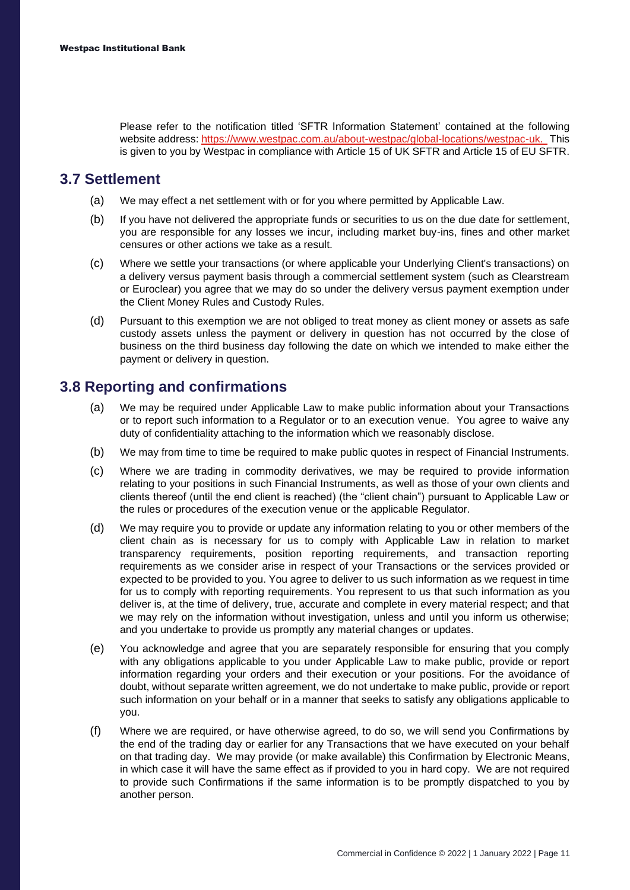Please refer to the notification titled 'SFTR Information Statement' contained at the following website address: https://www.westpac.com.au/about-westpac/global-locations/westpac-uk. This is given to you by Westpac in compliance with Article 15 of UK SFTR and Article 15 of EU SFTR.

## 3.7 Settlement

(a) We may effect a net settlement with or for you where permitted by Applicable Law.

(b) If you have not delivered the appropriate funds or securities to us on the due date for settlement, you are responsible for any losses we incur, including market buy-ins, fines and other market censures or other actions we take as a result.

(c) Where we settle your transactions (or where applicable your Underlying Client's transactions) on a delivery versus payment basis through a commercial settlement system (such as Clearstream or Euroclear) you agree that we may do so under the delivery versus payment exemption under the Client Money Rules and Custody Rules.

(d) Pursuant to this exemption we are not obliged to treat money as client money or assets as safe custody assets unless the payment or delivery in question has not occurred by the close of business on the third business day following the date on which we intended to make either the payment or delivery in question.

## 3.8 Reporting and confirmations

(a) We may be required under Applicable Law to make public information about your Transactions or to report such information to a Regulator or to an execution venue. You agree to waive any duty of confidentiality attaching to the information which we reasonably disclose.

(b) We may from time to time be required to make public quotes in respect of Financial Instruments.

(c) Where we are trading in commodity derivatives, we may be required to provide information relating to your positions in such Financial Instruments, as well as those of your own clients and clients thereof (until the end client is reached) (the "client chain") pursuant to Applicable Law or the rules or procedures of the execution venue or the applicable Regulator.

(d) We may require you to provide or update any information relating to you or other members of the client chain as is necessary for us to comply with Applicable Law in relation to market transparency requirements, position reporting requirements, and transaction reporting requirements as we consider arise in respect of your Transactions or the services provided or expected to be provided to you. You agree to deliver to us such information as we request in time for us to comply with reporting requirements. You represent to us that such information as you deliver is, at the time of delivery, true, accurate and complete in every material respect; and that we may rely on the information without investigation, unless and until you inform us otherwise; and you undertake to provide us promptly any material changes or updates.

(e) You acknowledge and agree that you are separately responsible for ensuring that you comply with any obligations applicable to you under Applicable Law to make public, provide or report information regarding your orders and their execution or your positions. For the avoidance of doubt, without separate written agreement, we do not undertake to make public, provide or report such information on your behalf or in a manner that seeks to satisfy any obligations applicable to you.

(f) Where we are required, or have otherwise agreed, to do so, we will send you Confirmations by the end of the trading day or earlier for any Transactions that we have executed on your behalf on that trading day. We may provide (or make available) this Confirmation by Electronic Means, in which case it will have the same effect as if provided to you in hard copy. We are not required to provide such Confirmations if the same information is to be promptly dispatched to you by another person.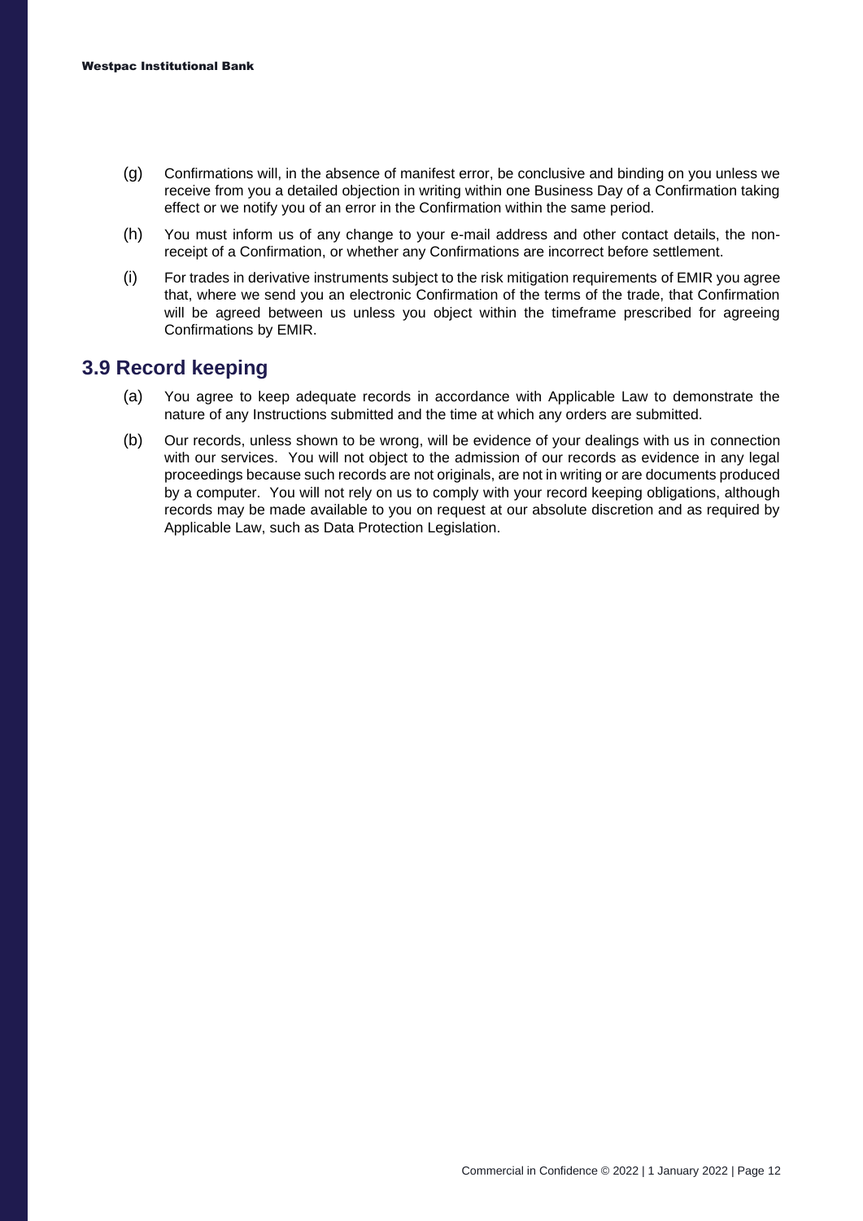(g) Confirmations will, in the absence of manifest error, be conclusive and binding on you unless we receive from you a detailed objection in writing within one Business Day of a Confirmation taking effect or we notify you of an error in the Confirmation within the same period.

(h) You must inform us of any change to your e-mail address and other contact details, the non-receipt of a Confirmation, or whether any Confirmations are incorrect before settlement.

(i) For trades in derivative instruments subject to the risk mitigation requirements of EMIR you agree that, where we send you an electronic Confirmation of the terms of the trade, that Confirmation will be agreed between us unless you object within the timeframe prescribed for agreeing Confirmations by EMIR.

## 3.9 Record keeping

(a) You agree to keep adequate records in accordance with Applicable Law to demonstrate the nature of any Instructions submitted and the time at which any orders are submitted.

(b) Our records, unless shown to be wrong, will be evidence of your dealings with us in connection with our services. You will not object to the admission of our records as evidence in any legal proceedings because such records are not originals, are not in writing or are documents produced by a computer. You will not rely on us to comply with your record keeping obligations, although records may be made available to you on request at our absolute discretion and as required by Applicable Law, such as Data Protection Legislation.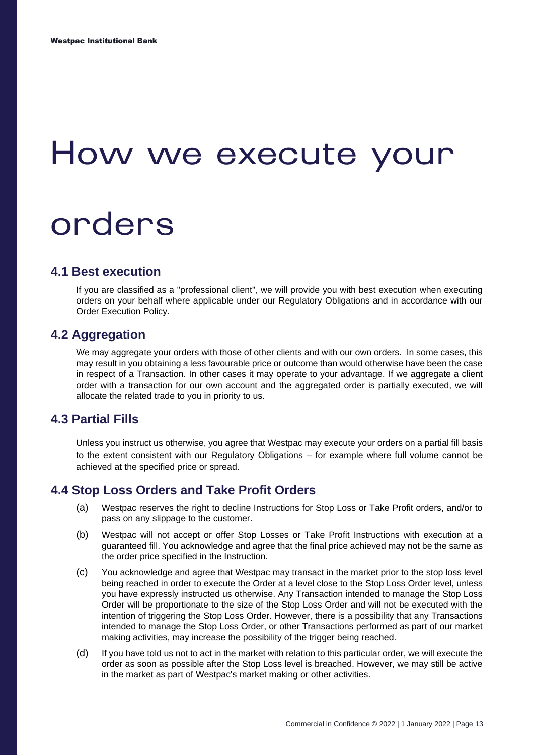# How we execute your orders

## 4.1 Best execution

If you are classified as a "professional client", we will provide you with best execution when executing orders on your behalf where applicable under our Regulatory Obligations and in accordance with our Order Execution Policy.

## 4.2 Aggregation

We may aggregate your orders with those of other clients and with our own orders. In some cases, this may result in you obtaining a less favourable price or outcome than would otherwise have been the case in respect of a Transaction. In other cases it may operate to your advantage. If we aggregate a client order with a transaction for our own account and the aggregated order is partially executed, we will allocate the related trade to you in priority to us.

## 4.3 Partial Fills

Unless you instruct us otherwise, you agree that Westpac may execute your orders on a partial fill basis to the extent consistent with our Regulatory Obligations – for example where full volume cannot be achieved at the specified price or spread.

## 4.4 Stop Loss Orders and Take Profit Orders

(a) Westpac reserves the right to decline Instructions for Stop Loss or Take Profit orders, and/or to pass on any slippage to the customer.

(b) Westpac will not accept or offer Stop Losses or Take Profit Instructions with execution at a guaranteed fill. You acknowledge and agree that the final price achieved may not be the same as the order price specified in the Instruction.

(c) You acknowledge and agree that Westpac may transact in the market prior to the stop loss level being reached in order to execute the Order at a level close to the Stop Loss Order level, unless you have expressly instructed us otherwise. Any Transaction intended to manage the Stop Loss Order will be proportionate to the size of the Stop Loss Order and will not be executed with the intention of triggering the Stop Loss Order. However, there is a possibility that any Transactions intended to manage the Stop Loss Order, or other Transactions performed as part of our market making activities, may increase the possibility of the trigger being reached.

(d) If you have told us not to act in the market with relation to this particular order, we will execute the order as soon as possible after the Stop Loss level is breached. However, we may still be active in the market as part of Westpac's market making or other activities.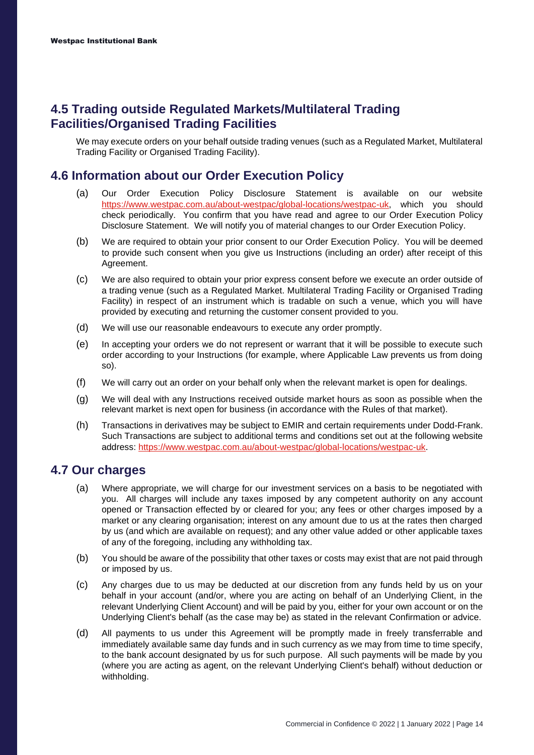## 4.5 Trading outside Regulated Markets/Multilateral Trading Facilities/Organised Trading Facilities

We may execute orders on your behalf outside trading venues (such as a Regulated Market, Multilateral Trading Facility or Organised Trading Facility).

## 4.6 Information about our Order Execution Policy

(a) Our Order Execution Policy Disclosure Statement is available on our website https://www.westpac.com.au/about-westpac/global-locations/westpac-uk, which you should check periodically. You confirm that you have read and agree to our Order Execution Policy Disclosure Statement. We will notify you of material changes to our Order Execution Policy.

(b) We are required to obtain your prior consent to our Order Execution Policy. You will be deemed to provide such consent when you give us Instructions (including an order) after receipt of this Agreement.

(c) We are also required to obtain your prior express consent before we execute an order outside of a trading venue (such as a Regulated Market. Multilateral Trading Facility or Organised Trading Facility) in respect of an instrument which is tradable on such a venue, which you will have provided by executing and returning the customer consent provided to you.

(d) We will use our reasonable endeavours to execute any order promptly.

(e) In accepting your orders we do not represent or warrant that it will be possible to execute such order according to your Instructions (for example, where Applicable Law prevents us from doing so).

(f) We will carry out an order on your behalf only when the relevant market is open for dealings.

(g) We will deal with any Instructions received outside market hours as soon as possible when the relevant market is next open for business (in accordance with the Rules of that market).

(h) Transactions in derivatives may be subject to EMIR and certain requirements under Dodd-Frank. Such Transactions are subject to additional terms and conditions set out at the following website address: https://www.westpac.com.au/about-westpac/global-locations/westpac-uk.

## 4.7 Our charges

(a) Where appropriate, we will charge for our investment services on a basis to be negotiated with you. All charges will include any taxes imposed by any competent authority on any account opened or Transaction effected by or cleared for you; any fees or other charges imposed by a market or any clearing organisation; interest on any amount due to us at the rates then charged by us (and which are available on request); and any other value added or other applicable taxes of any of the foregoing, including any withholding tax.

(b) You should be aware of the possibility that other taxes or costs may exist that are not paid through or imposed by us.

(c) Any charges due to us may be deducted at our discretion from any funds held by us on your behalf in your account (and/or, where you are acting on behalf of an Underlying Client, in the relevant Underlying Client Account) and will be paid by you, either for your own account or on the Underlying Client's behalf (as the case may be) as stated in the relevant Confirmation or advice.

(d) All payments to us under this Agreement will be promptly made in freely transferrable and immediately available same day funds and in such currency as we may from time to time specify, to the bank account designated by us for such purpose. All such payments will be made by you (where you are acting as agent, on the relevant Underlying Client's behalf) without deduction or withholding.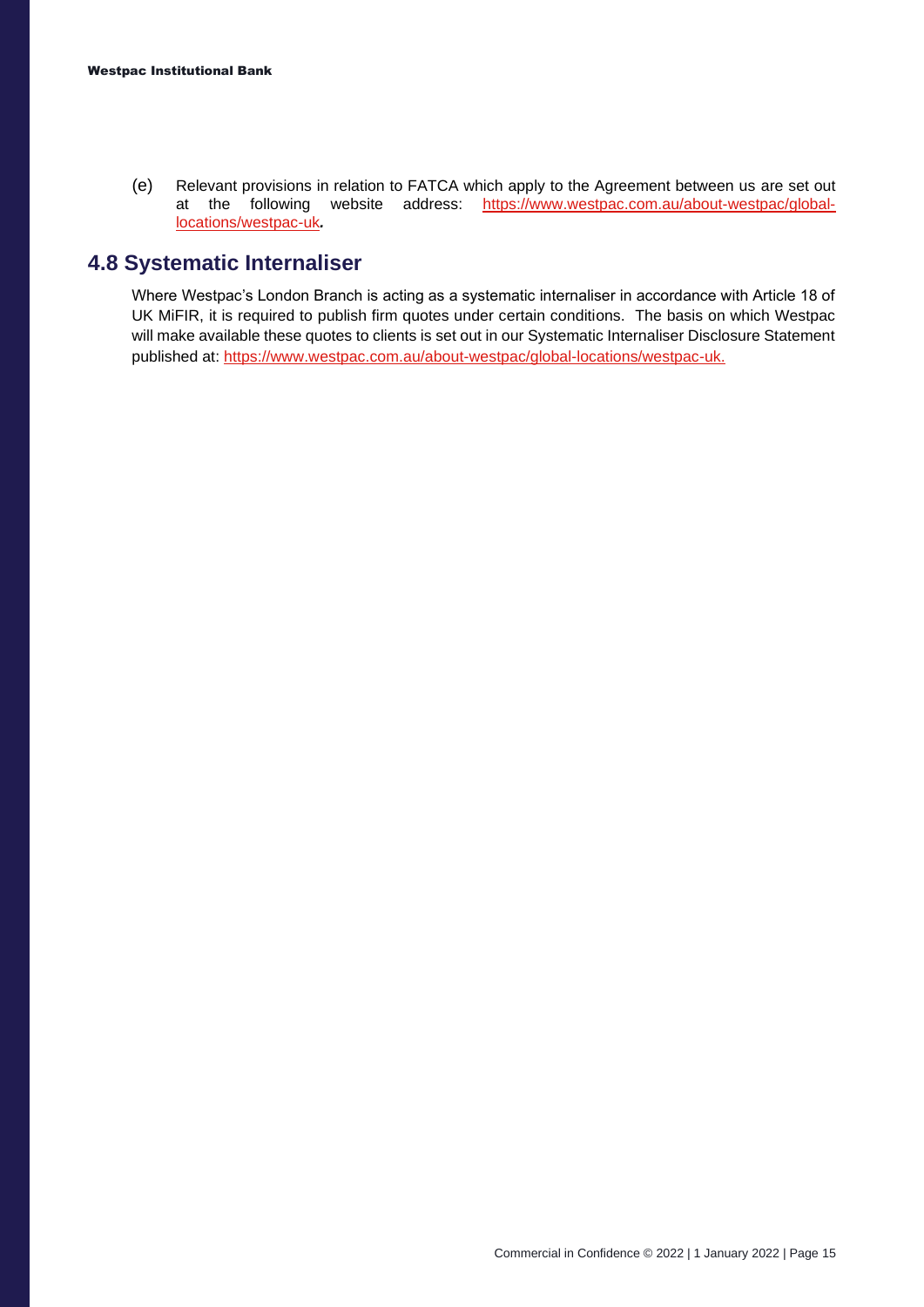(e) Relevant provisions in relation to FATCA which apply to the Agreement between us are set out at the following website address: https://www.westpac.com.au/about-westpac/global-locations/westpac-uk.

## 4.8 Systematic Internaliser

Where Westpac's London Branch is acting as a systematic internaliser in accordance with Article 18 of UK MiFIR, it is required to publish firm quotes under certain conditions. The basis on which Westpac will make available these quotes to clients is set out in our Systematic Internaliser Disclosure Statement published at: https://www.westpac.com.au/about-westpac/global-locations/westpac-uk.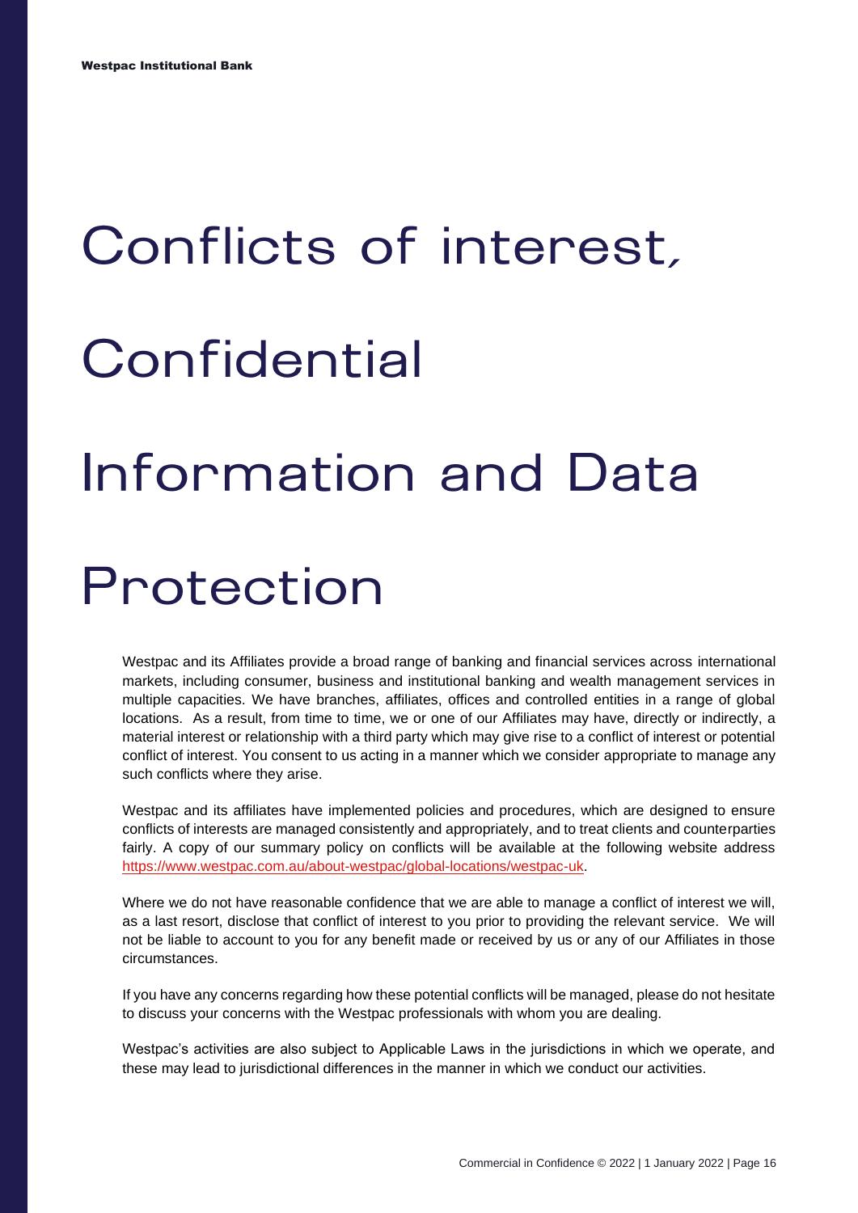# Conflicts of interest, Confidential Information and Data Protection

Westpac and its Affiliates provide a broad range of banking and financial services across international markets, including consumer, business and institutional banking and wealth management services in multiple capacities. We have branches, affiliates, offices and controlled entities in a range of global locations. As a result, from time to time, we or one of our Affiliates may have, directly or indirectly, a material interest or relationship with a third party which may give rise to a conflict of interest or potential conflict of interest. You consent to us acting in a manner which we consider appropriate to manage any such conflicts where they arise.

Westpac and its affiliates have implemented policies and procedures, which are designed to ensure conflicts of interests are managed consistently and appropriately, and to treat clients and counterparties fairly. A copy of our summary policy on conflicts will be available at the following website address https://www.westpac.com.au/about-westpac/global-locations/westpac-uk.

Where we do not have reasonable confidence that we are able to manage a conflict of interest we will, as a last resort, disclose that conflict of interest to you prior to providing the relevant service. We will not be liable to account to you for any benefit made or received by us or any of our Affiliates in those circumstances.

If you have any concerns regarding how these potential conflicts will be managed, please do not hesitate to discuss your concerns with the Westpac professionals with whom you are dealing.

Westpac's activities are also subject to Applicable Laws in the jurisdictions in which we operate, and these may lead to jurisdictional differences in the manner in which we conduct our activities.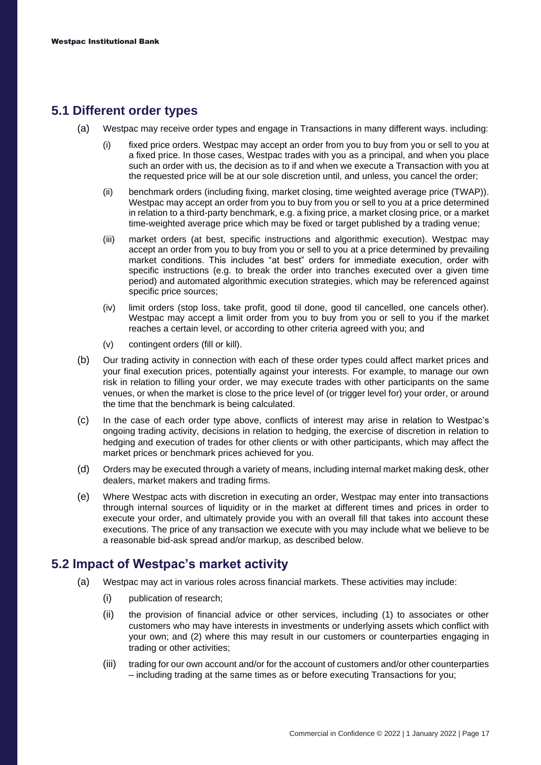## 5.1 Different order types

(a) Westpac may receive order types and engage in Transactions in many different ways. including:

(i) fixed price orders. Westpac may accept an order from you to buy from you or sell to you at a fixed price. In those cases, Westpac trades with you as a principal, and when you place such an order with us, the decision as to if and when we execute a Transaction with you at the requested price will be at our sole discretion until, and unless, you cancel the order;

(ii) benchmark orders (including fixing, market closing, time weighted average price (TWAP)). Westpac may accept an order from you to buy from you or sell to you at a price determined in relation to a third-party benchmark, e.g. a fixing price, a market closing price, or a market time-weighted average price which may be fixed or target published by a trading venue;

(iii) market orders (at best, specific instructions and algorithmic execution). Westpac may accept an order from you to buy from you or sell to you at a price determined by prevailing market conditions. This includes "at best" orders for immediate execution, order with specific instructions (e.g. to break the order into tranches executed over a given time period) and automated algorithmic execution strategies, which may be referenced against specific price sources;

(iv) limit orders (stop loss, take profit, good til done, good til cancelled, one cancels other). Westpac may accept a limit order from you to buy from you or sell to you if the market reaches a certain level, or according to other criteria agreed with you; and

(v) contingent orders (fill or kill).

(b) Our trading activity in connection with each of these order types could affect market prices and your final execution prices, potentially against your interests. For example, to manage our own risk in relation to filling your order, we may execute trades with other participants on the same venues, or when the market is close to the price level of (or trigger level for) your order, or around the time that the benchmark is being calculated.

(c) In the case of each order type above, conflicts of interest may arise in relation to Westpac's ongoing trading activity, decisions in relation to hedging, the exercise of discretion in relation to hedging and execution of trades for other clients or with other participants, which may affect the market prices or benchmark prices achieved for you.

(d) Orders may be executed through a variety of means, including internal market making desk, other dealers, market makers and trading firms.

(e) Where Westpac acts with discretion in executing an order, Westpac may enter into transactions through internal sources of liquidity or in the market at different times and prices in order to execute your order, and ultimately provide you with an overall fill that takes into account these executions. The price of any transaction we execute with you may include what we believe to be a reasonable bid-ask spread and/or markup, as described below.

## 5.2 Impact of Westpac's market activity

(a) Westpac may act in various roles across financial markets. These activities may include:

(i) publication of research;

(ii) the provision of financial advice or other services, including (1) to associates or other customers who may have interests in investments or underlying assets which conflict with your own; and (2) where this may result in our customers or counterparties engaging in trading or other activities;

(iii) trading for our own account and/or for the account of customers and/or other counterparties – including trading at the same times as or before executing Transactions for you;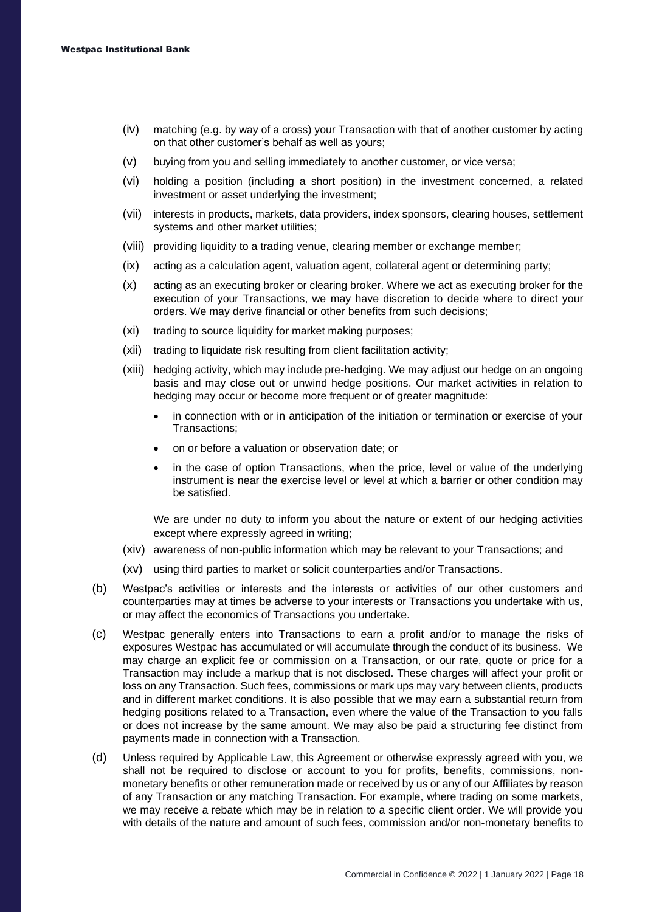- (iv) matching (e.g. by way of a cross) your Transaction with that of another customer by acting on that other customer's behalf as well as yours;
- (v) buying from you and selling immediately to another customer, or vice versa;
- (vi) holding a position (including a short position) in the investment concerned, a related investment or asset underlying the investment;
- (vii) interests in products, markets, data providers, index sponsors, clearing houses, settlement systems and other market utilities;
- (viii) providing liquidity to a trading venue, clearing member or exchange member;
- (ix) acting as a calculation agent, valuation agent, collateral agent or determining party;
- (x) acting as an executing broker or clearing broker. Where we act as executing broker for the execution of your Transactions, we may have discretion to decide where to direct your orders. We may derive financial or other benefits from such decisions;
- (xi) trading to source liquidity for market making purposes;
- (xii) trading to liquidate risk resulting from client facilitation activity;
- (xiii) hedging activity, which may include pre-hedging. We may adjust our hedge on an ongoing basis and may close out or unwind hedge positions. Our market activities in relation to hedging may occur or become more frequent or of greater magnitude:
  - in connection with or in anticipation of the initiation or termination or exercise of your Transactions;
  - on or before a valuation or observation date; or
  - in the case of option Transactions, when the price, level or value of the underlying instrument is near the exercise level or level at which a barrier or other condition may be satisfied.

  We are under no duty to inform you about the nature or extent of our hedging activities except where expressly agreed in writing;
- (xiv) awareness of non-public information which may be relevant to your Transactions; and
- (xv) using third parties to market or solicit counterparties and/or Transactions.

(b) Westpac's activities or interests and the interests or activities of our other customers and counterparties may at times be adverse to your interests or Transactions you undertake with us, or may affect the economics of Transactions you undertake.

(c) Westpac generally enters into Transactions to earn a profit and/or to manage the risks of exposures Westpac has accumulated or will accumulate through the conduct of its business. We may charge an explicit fee or commission on a Transaction, or our rate, quote or price for a Transaction may include a markup that is not disclosed. These charges will affect your profit or loss on any Transaction. Such fees, commissions or mark ups may vary between clients, products and in different market conditions. It is also possible that we may earn a substantial return from hedging positions related to a Transaction, even where the value of the Transaction to you falls or does not increase by the same amount. We may also be paid a structuring fee distinct from payments made in connection with a Transaction.

(d) Unless required by Applicable Law, this Agreement or otherwise expressly agreed with you, we shall not be required to disclose or account to you for profits, benefits, commissions, non-monetary benefits or other remuneration made or received by us or any of our Affiliates by reason of any Transaction or any matching Transaction. For example, where trading on some markets, we may receive a rebate which may be in relation to a specific client order. We will provide you with details of the nature and amount of such fees, commission and/or non-monetary benefits to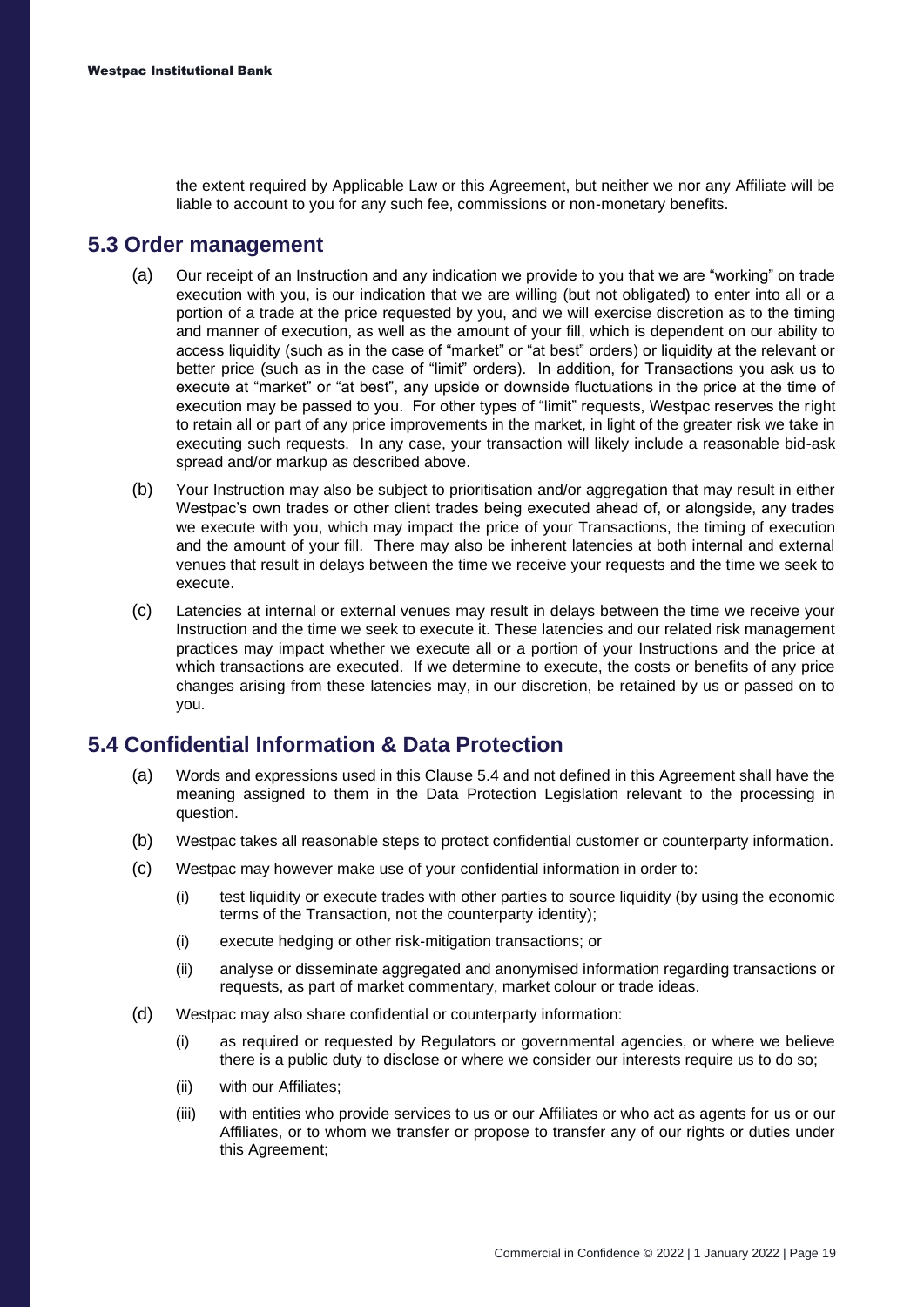the extent required by Applicable Law or this Agreement, but neither we nor any Affiliate will be liable to account to you for any such fee, commissions or non-monetary benefits.

## 5.3 Order management

(a) Our receipt of an Instruction and any indication we provide to you that we are "working" on trade execution with you, is our indication that we are willing (but not obligated) to enter into all or a portion of a trade at the price requested by you, and we will exercise discretion as to the timing and manner of execution, as well as the amount of your fill, which is dependent on our ability to access liquidity (such as in the case of "market" or "at best" orders) or liquidity at the relevant or better price (such as in the case of "limit" orders). In addition, for Transactions you ask us to execute at "market" or "at best", any upside or downside fluctuations in the price at the time of execution may be passed to you. For other types of "limit" requests, Westpac reserves the right to retain all or part of any price improvements in the market, in light of the greater risk we take in executing such requests. In any case, your transaction will likely include a reasonable bid-ask spread and/or markup as described above.

(b) Your Instruction may also be subject to prioritisation and/or aggregation that may result in either Westpac's own trades or other client trades being executed ahead of, or alongside, any trades we execute with you, which may impact the price of your Transactions, the timing of execution and the amount of your fill. There may also be inherent latencies at both internal and external venues that result in delays between the time we receive your requests and the time we seek to execute.

(c) Latencies at internal or external venues may result in delays between the time we receive your Instruction and the time we seek to execute it. These latencies and our related risk management practices may impact whether we execute all or a portion of your Instructions and the price at which transactions are executed. If we determine to execute, the costs or benefits of any price changes arising from these latencies may, in our discretion, be retained by us or passed on to you.

## 5.4 Confidential Information & Data Protection

(a) Words and expressions used in this Clause 5.4 and not defined in this Agreement shall have the meaning assigned to them in the Data Protection Legislation relevant to the processing in question.

(b) Westpac takes all reasonable steps to protect confidential customer or counterparty information.

(c) Westpac may however make use of your confidential information in order to:

   (i) test liquidity or execute trades with other parties to source liquidity (by using the economic terms of the Transaction, not the counterparty identity);

   (i) execute hedging or other risk-mitigation transactions; or

   (ii) analyse or disseminate aggregated and anonymised information regarding transactions or requests, as part of market commentary, market colour or trade ideas.

(d) Westpac may also share confidential or counterparty information:

   (i) as required or requested by Regulators or governmental agencies, or where we believe there is a public duty to disclose or where we consider our interests require us to do so;

   (ii) with our Affiliates;

   (iii) with entities who provide services to us or our Affiliates or who act as agents for us or our Affiliates, or to whom we transfer or propose to transfer any of our rights or duties under this Agreement;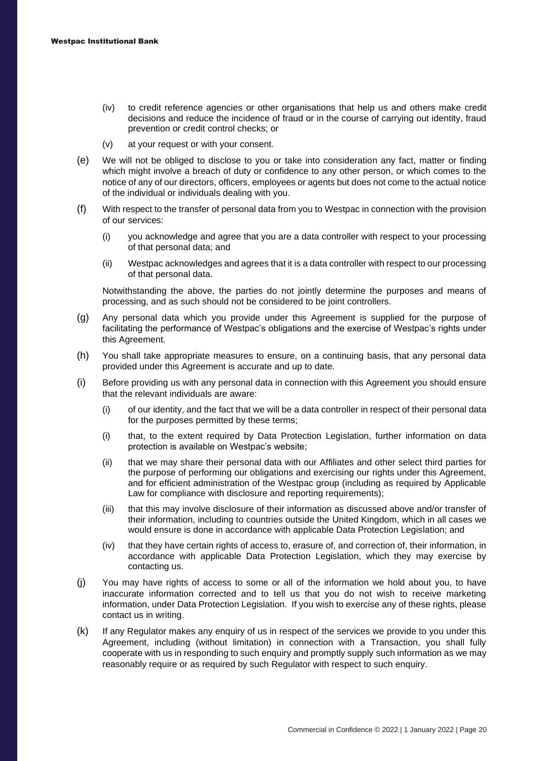(iv) to credit reference agencies or other organisations that help us and others make credit decisions and reduce the incidence of fraud or in the course of carrying out identity, fraud prevention or credit control checks; or

(v) at your request or with your consent.

(e) We will not be obliged to disclose to you or take into consideration any fact, matter or finding which might involve a breach of duty or confidence to any other person, or which comes to the notice of any of our directors, officers, employees or agents but does not come to the actual notice of the individual or individuals dealing with you.

(f) With respect to the transfer of personal data from you to Westpac in connection with the provision of our services:

(i) you acknowledge and agree that you are a data controller with respect to your processing of that personal data; and

(ii) Westpac acknowledges and agrees that it is a data controller with respect to our processing of that personal data.

Notwithstanding the above, the parties do not jointly determine the purposes and means of processing, and as such should not be considered to be joint controllers.

(g) Any personal data which you provide under this Agreement is supplied for the purpose of facilitating the performance of Westpac's obligations and the exercise of Westpac's rights under this Agreement.

(h) You shall take appropriate measures to ensure, on a continuing basis, that any personal data provided under this Agreement is accurate and up to date.

(i) Before providing us with any personal data in connection with this Agreement you should ensure that the relevant individuals are aware:

(i) of our identity, and the fact that we will be a data controller in respect of their personal data for the purposes permitted by these terms;

(i) that, to the extent required by Data Protection Legislation, further information on data protection is available on Westpac's website;

(ii) that we may share their personal data with our Affiliates and other select third parties for the purpose of performing our obligations and exercising our rights under this Agreement, and for efficient administration of the Westpac group (including as required by Applicable Law for compliance with disclosure and reporting requirements);

(iii) that this may involve disclosure of their information as discussed above and/or transfer of their information, including to countries outside the United Kingdom, which in all cases we would ensure is done in accordance with applicable Data Protection Legislation; and

(iv) that they have certain rights of access to, erasure of, and correction of, their information, in accordance with applicable Data Protection Legislation, which they may exercise by contacting us.

(j) You may have rights of access to some or all of the information we hold about you, to have inaccurate information corrected and to tell us that you do not wish to receive marketing information, under Data Protection Legislation. If you wish to exercise any of these rights, please contact us in writing.

(k) If any Regulator makes any enquiry of us in respect of the services we provide to you under this Agreement, including (without limitation) in connection with a Transaction, you shall fully cooperate with us in responding to such enquiry and promptly supply such information as we may reasonably require or as required by such Regulator with respect to such enquiry.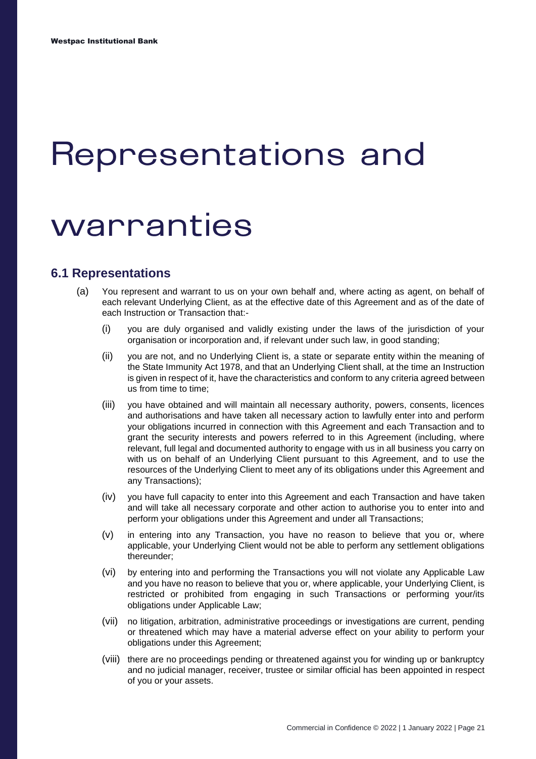# Representations and warranties

## 6.1 Representations

(a) You represent and warrant to us on your own behalf and, where acting as agent, on behalf of each relevant Underlying Client, as at the effective date of this Agreement and as of the date of each Instruction or Transaction that:-

(i) you are duly organised and validly existing under the laws of the jurisdiction of your organisation or incorporation and, if relevant under such law, in good standing;

(ii) you are not, and no Underlying Client is, a state or separate entity within the meaning of the State Immunity Act 1978, and that an Underlying Client shall, at the time an Instruction is given in respect of it, have the characteristics and conform to any criteria agreed between us from time to time;

(iii) you have obtained and will maintain all necessary authority, powers, consents, licences and authorisations and have taken all necessary action to lawfully enter into and perform your obligations incurred in connection with this Agreement and each Transaction and to grant the security interests and powers referred to in this Agreement (including, where relevant, full legal and documented authority to engage with us in all business you carry on with us on behalf of an Underlying Client pursuant to this Agreement, and to use the resources of the Underlying Client to meet any of its obligations under this Agreement and any Transactions);

(iv) you have full capacity to enter into this Agreement and each Transaction and have taken and will take all necessary corporate and other action to authorise you to enter into and perform your obligations under this Agreement and under all Transactions;

(v) in entering into any Transaction, you have no reason to believe that you or, where applicable, your Underlying Client would not be able to perform any settlement obligations thereunder;

(vi) by entering into and performing the Transactions you will not violate any Applicable Law and you have no reason to believe that you or, where applicable, your Underlying Client, is restricted or prohibited from engaging in such Transactions or performing your/its obligations under Applicable Law;

(vii) no litigation, arbitration, administrative proceedings or investigations are current, pending or threatened which may have a material adverse effect on your ability to perform your obligations under this Agreement;

(viii) there are no proceedings pending or threatened against you for winding up or bankruptcy and no judicial manager, receiver, trustee or similar official has been appointed in respect of you or your assets.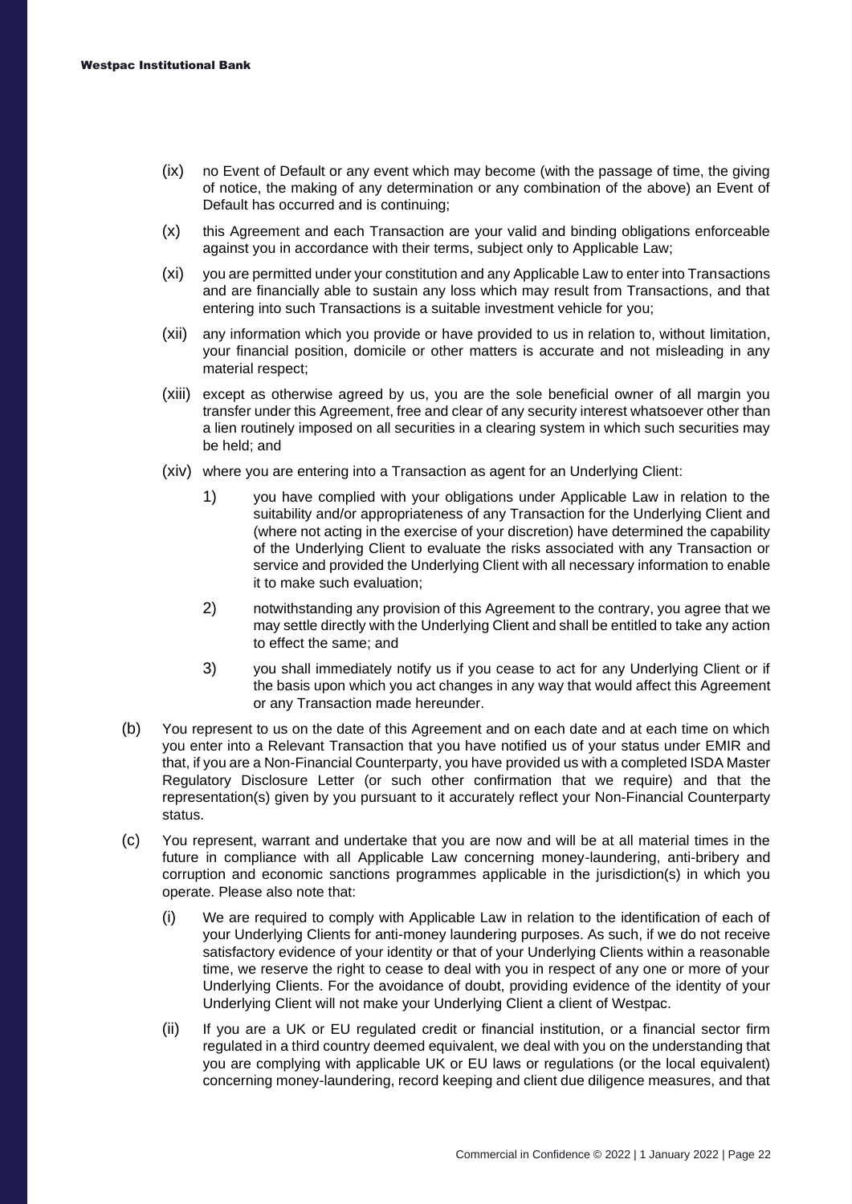(ix) no Event of Default or any event which may become (with the passage of time, the giving of notice, the making of any determination or any combination of the above) an Event of Default has occurred and is continuing;

(x) this Agreement and each Transaction are your valid and binding obligations enforceable against you in accordance with their terms, subject only to Applicable Law;

(xi) you are permitted under your constitution and any Applicable Law to enter into Transactions and are financially able to sustain any loss which may result from Transactions, and that entering into such Transactions is a suitable investment vehicle for you;

(xii) any information which you provide or have provided to us in relation to, without limitation, your financial position, domicile or other matters is accurate and not misleading in any material respect;

(xiii) except as otherwise agreed by us, you are the sole beneficial owner of all margin you transfer under this Agreement, free and clear of any security interest whatsoever other than a lien routinely imposed on all securities in a clearing system in which such securities may be held; and

(xiv) where you are entering into a Transaction as agent for an Underlying Client:

1) you have complied with your obligations under Applicable Law in relation to the suitability and/or appropriateness of any Transaction for the Underlying Client and (where not acting in the exercise of your discretion) have determined the capability of the Underlying Client to evaluate the risks associated with any Transaction or service and provided the Underlying Client with all necessary information to enable it to make such evaluation;

2) notwithstanding any provision of this Agreement to the contrary, you agree that we may settle directly with the Underlying Client and shall be entitled to take any action to effect the same; and

3) you shall immediately notify us if you cease to act for any Underlying Client or if the basis upon which you act changes in any way that would affect this Agreement or any Transaction made hereunder.

(b) You represent to us on the date of this Agreement and on each date and at each time on which you enter into a Relevant Transaction that you have notified us of your status under EMIR and that, if you are a Non-Financial Counterparty, you have provided us with a completed ISDA Master Regulatory Disclosure Letter (or such other confirmation that we require) and that the representation(s) given by you pursuant to it accurately reflect your Non-Financial Counterparty status.

(c) You represent, warrant and undertake that you are now and will be at all material times in the future in compliance with all Applicable Law concerning money-laundering, anti-bribery and corruption and economic sanctions programmes applicable in the jurisdiction(s) in which you operate. Please also note that:

(i) We are required to comply with Applicable Law in relation to the identification of each of your Underlying Clients for anti-money laundering purposes. As such, if we do not receive satisfactory evidence of your identity or that of your Underlying Clients within a reasonable time, we reserve the right to cease to deal with you in respect of any one or more of your Underlying Clients. For the avoidance of doubt, providing evidence of the identity of your Underlying Client will not make your Underlying Client a client of Westpac.

(ii) If you are a UK or EU regulated credit or financial institution, or a financial sector firm regulated in a third country deemed equivalent, we deal with you on the understanding that you are complying with applicable UK or EU laws or regulations (or the local equivalent) concerning money-laundering, record keeping and client due diligence measures, and that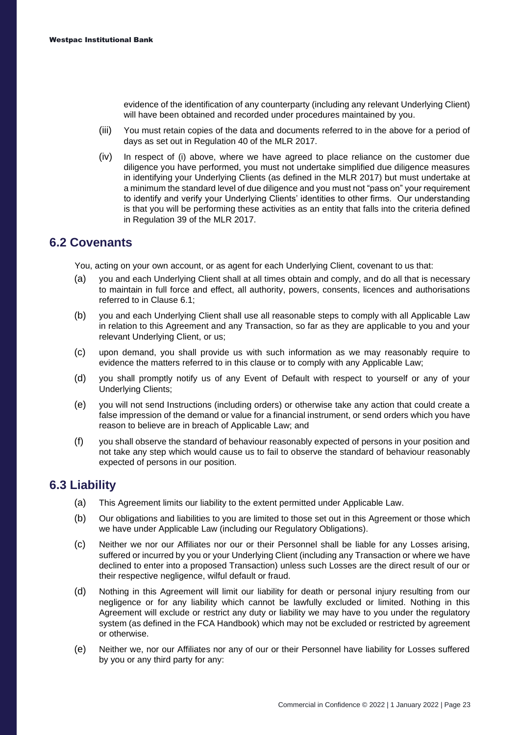evidence of the identification of any counterparty (including any relevant Underlying Client) will have been obtained and recorded under procedures maintained by you.

(iii) You must retain copies of the data and documents referred to in the above for a period of days as set out in Regulation 40 of the MLR 2017.

(iv) In respect of (i) above, where we have agreed to place reliance on the customer due diligence you have performed, you must not undertake simplified due diligence measures in identifying your Underlying Clients (as defined in the MLR 2017) but must undertake at a minimum the standard level of due diligence and you must not "pass on" your requirement to identify and verify your Underlying Clients' identities to other firms. Our understanding is that you will be performing these activities as an entity that falls into the criteria defined in Regulation 39 of the MLR 2017.

## 6.2 Covenants

You, acting on your own account, or as agent for each Underlying Client, covenant to us that:

(a) you and each Underlying Client shall at all times obtain and comply, and do all that is necessary to maintain in full force and effect, all authority, powers, consents, licences and authorisations referred to in Clause 6.1;

(b) you and each Underlying Client shall use all reasonable steps to comply with all Applicable Law in relation to this Agreement and any Transaction, so far as they are applicable to you and your relevant Underlying Client, or us;

(c) upon demand, you shall provide us with such information as we may reasonably require to evidence the matters referred to in this clause or to comply with any Applicable Law;

(d) you shall promptly notify us of any Event of Default with respect to yourself or any of your Underlying Clients;

(e) you will not send Instructions (including orders) or otherwise take any action that could create a false impression of the demand or value for a financial instrument, or send orders which you have reason to believe are in breach of Applicable Law; and

(f) you shall observe the standard of behaviour reasonably expected of persons in your position and not take any step which would cause us to fail to observe the standard of behaviour reasonably expected of persons in our position.

## 6.3 Liability

(a) This Agreement limits our liability to the extent permitted under Applicable Law.

(b) Our obligations and liabilities to you are limited to those set out in this Agreement or those which we have under Applicable Law (including our Regulatory Obligations).

(c) Neither we nor our Affiliates nor our or their Personnel shall be liable for any Losses arising, suffered or incurred by you or your Underlying Client (including any Transaction or where we have declined to enter into a proposed Transaction) unless such Losses are the direct result of our or their respective negligence, wilful default or fraud.

(d) Nothing in this Agreement will limit our liability for death or personal injury resulting from our negligence or for any liability which cannot be lawfully excluded or limited. Nothing in this Agreement will exclude or restrict any duty or liability we may have to you under the regulatory system (as defined in the FCA Handbook) which may not be excluded or restricted by agreement or otherwise.

(e) Neither we, nor our Affiliates nor any of our or their Personnel have liability for Losses suffered by you or any third party for any: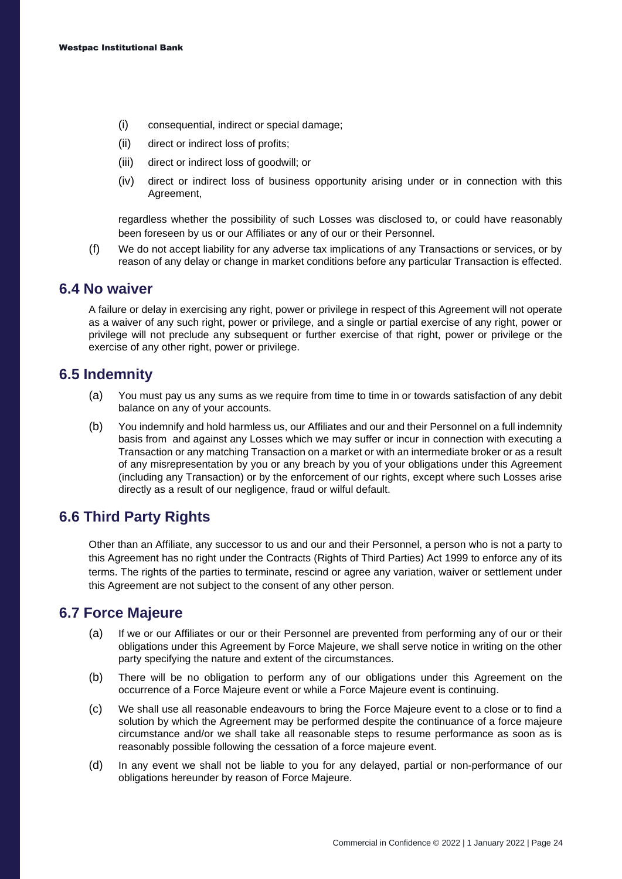(i) consequential, indirect or special damage;

(ii) direct or indirect loss of profits;

(iii) direct or indirect loss of goodwill; or

(iv) direct or indirect loss of business opportunity arising under or in connection with this Agreement,

regardless whether the possibility of such Losses was disclosed to, or could have reasonably been foreseen by us or our Affiliates or any of our or their Personnel.

(f) We do not accept liability for any adverse tax implications of any Transactions or services, or by reason of any delay or change in market conditions before any particular Transaction is effected.

## 6.4 No waiver

A failure or delay in exercising any right, power or privilege in respect of this Agreement will not operate as a waiver of any such right, power or privilege, and a single or partial exercise of any right, power or privilege will not preclude any subsequent or further exercise of that right, power or privilege or the exercise of any other right, power or privilege.

## 6.5 Indemnity

(a) You must pay us any sums as we require from time to time in or towards satisfaction of any debit balance on any of your accounts.

(b) You indemnify and hold harmless us, our Affiliates and our and their Personnel on a full indemnity basis from and against any Losses which we may suffer or incur in connection with executing a Transaction or any matching Transaction on a market or with an intermediate broker or as a result of any misrepresentation by you or any breach by you of your obligations under this Agreement (including any Transaction) or by the enforcement of our rights, except where such Losses arise directly as a result of our negligence, fraud or wilful default.

## 6.6 Third Party Rights

Other than an Affiliate, any successor to us and our and their Personnel, a person who is not a party to this Agreement has no right under the Contracts (Rights of Third Parties) Act 1999 to enforce any of its terms. The rights of the parties to terminate, rescind or agree any variation, waiver or settlement under this Agreement are not subject to the consent of any other person.

## 6.7 Force Majeure

(a) If we or our Affiliates or our or their Personnel are prevented from performing any of our or their obligations under this Agreement by Force Majeure, we shall serve notice in writing on the other party specifying the nature and extent of the circumstances.

(b) There will be no obligation to perform any of our obligations under this Agreement on the occurrence of a Force Majeure event or while a Force Majeure event is continuing.

(c) We shall use all reasonable endeavours to bring the Force Majeure event to a close or to find a solution by which the Agreement may be performed despite the continuance of a force majeure circumstance and/or we shall take all reasonable steps to resume performance as soon as is reasonably possible following the cessation of a force majeure event.

(d) In any event we shall not be liable to you for any delayed, partial or non-performance of our obligations hereunder by reason of Force Majeure.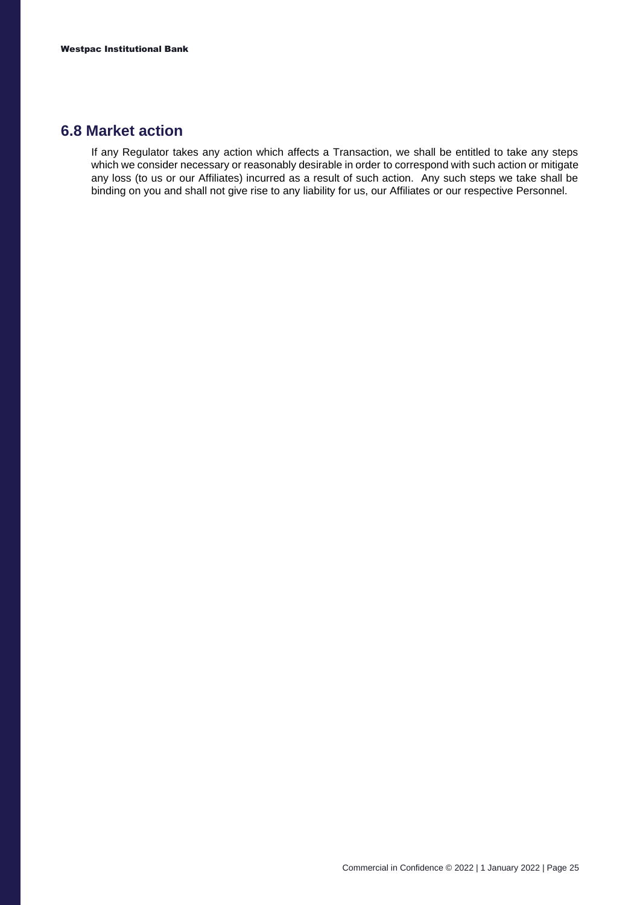## 6.8 Market action

If any Regulator takes any action which affects a Transaction, we shall be entitled to take any steps which we consider necessary or reasonably desirable in order to correspond with such action or mitigate any loss (to us or our Affiliates) incurred as a result of such action. Any such steps we take shall be binding on you and shall not give rise to any liability for us, our Affiliates or our respective Personnel.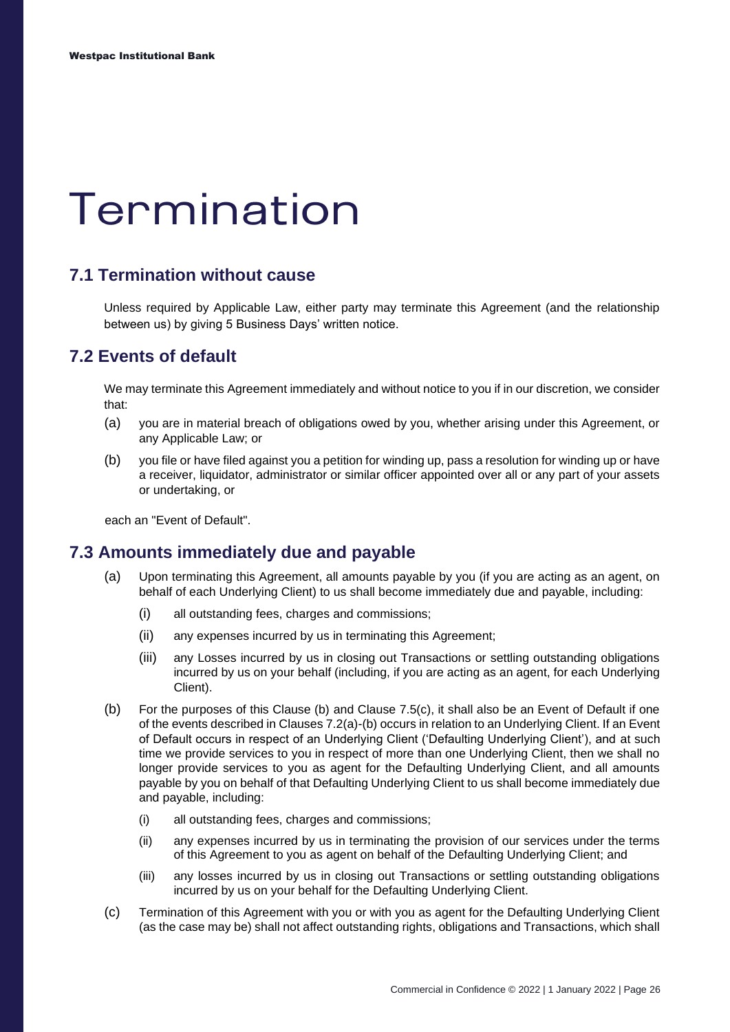# Termination

## 7.1 Termination without cause

Unless required by Applicable Law, either party may terminate this Agreement (and the relationship between us) by giving 5 Business Days' written notice.

## 7.2 Events of default

We may terminate this Agreement immediately and without notice to you if in our discretion, we consider that:

(a) you are in material breach of obligations owed by you, whether arising under this Agreement, or any Applicable Law; or

(b) you file or have filed against you a petition for winding up, pass a resolution for winding up or have a receiver, liquidator, administrator or similar officer appointed over all or any part of your assets or undertaking, or

each an "Event of Default".

## 7.3 Amounts immediately due and payable

(a) Upon terminating this Agreement, all amounts payable by you (if you are acting as an agent, on behalf of each Underlying Client) to us shall become immediately due and payable, including:

  (i) all outstanding fees, charges and commissions;

  (ii) any expenses incurred by us in terminating this Agreement;

  (iii) any Losses incurred by us in closing out Transactions or settling outstanding obligations incurred by us on your behalf (including, if you are acting as an agent, for each Underlying Client).

(b) For the purposes of this Clause (b) and Clause 7.5(c), it shall also be an Event of Default if one of the events described in Clauses 7.2(a)-(b) occurs in relation to an Underlying Client. If an Event of Default occurs in respect of an Underlying Client ('Defaulting Underlying Client'), and at such time we provide services to you in respect of more than one Underlying Client, then we shall no longer provide services to you as agent for the Defaulting Underlying Client, and all amounts payable by you on behalf of that Defaulting Underlying Client to us shall become immediately due and payable, including:

  (i) all outstanding fees, charges and commissions;

  (ii) any expenses incurred by us in terminating the provision of our services under the terms of this Agreement to you as agent on behalf of the Defaulting Underlying Client; and

  (iii) any losses incurred by us in closing out Transactions or settling outstanding obligations incurred by us on your behalf for the Defaulting Underlying Client.

(c) Termination of this Agreement with you or with you as agent for the Defaulting Underlying Client (as the case may be) shall not affect outstanding rights, obligations and Transactions, which shall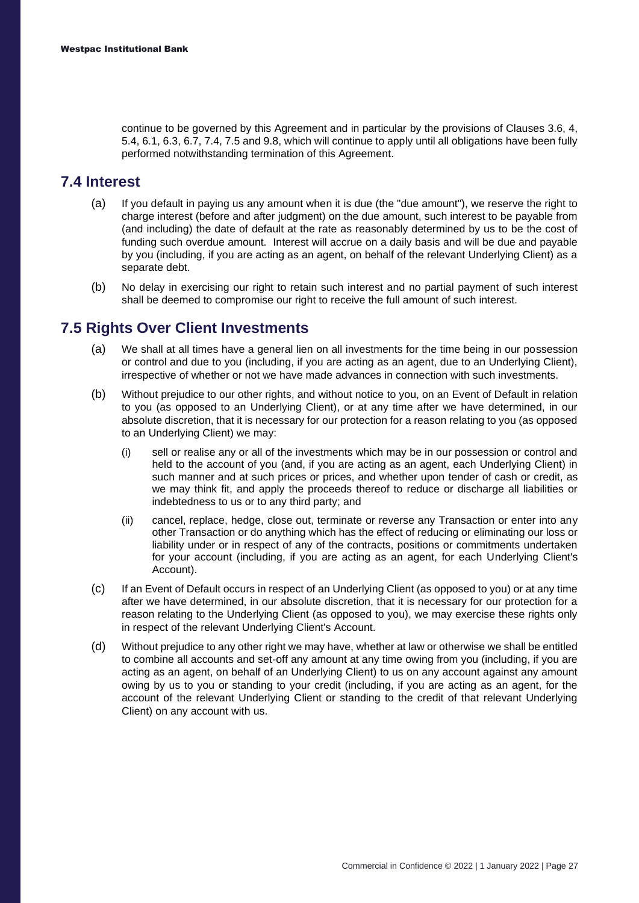continue to be governed by this Agreement and in particular by the provisions of Clauses 3.6, 4, 5.4, 6.1, 6.3, 6.7, 7.4, 7.5 and 9.8, which will continue to apply until all obligations have been fully performed notwithstanding termination of this Agreement.

## 7.4 Interest

(a) If you default in paying us any amount when it is due (the "due amount"), we reserve the right to charge interest (before and after judgment) on the due amount, such interest to be payable from (and including) the date of default at the rate as reasonably determined by us to be the cost of funding such overdue amount. Interest will accrue on a daily basis and will be due and payable by you (including, if you are acting as an agent, on behalf of the relevant Underlying Client) as a separate debt.

(b) No delay in exercising our right to retain such interest and no partial payment of such interest shall be deemed to compromise our right to receive the full amount of such interest.

## 7.5 Rights Over Client Investments

(a) We shall at all times have a general lien on all investments for the time being in our possession or control and due to you (including, if you are acting as an agent, due to an Underlying Client), irrespective of whether or not we have made advances in connection with such investments.

(b) Without prejudice to our other rights, and without notice to you, on an Event of Default in relation to you (as opposed to an Underlying Client), or at any time after we have determined, in our absolute discretion, that it is necessary for our protection for a reason relating to you (as opposed to an Underlying Client) we may:

  (i) sell or realise any or all of the investments which may be in our possession or control and held to the account of you (and, if you are acting as an agent, each Underlying Client) in such manner and at such prices or prices, and whether upon tender of cash or credit, as we may think fit, and apply the proceeds thereof to reduce or discharge all liabilities or indebtedness to us or to any third party; and

  (ii) cancel, replace, hedge, close out, terminate or reverse any Transaction or enter into any other Transaction or do anything which has the effect of reducing or eliminating our loss or liability under or in respect of any of the contracts, positions or commitments undertaken for your account (including, if you are acting as an agent, for each Underlying Client's Account).

(c) If an Event of Default occurs in respect of an Underlying Client (as opposed to you) or at any time after we have determined, in our absolute discretion, that it is necessary for our protection for a reason relating to the Underlying Client (as opposed to you), we may exercise these rights only in respect of the relevant Underlying Client's Account.

(d) Without prejudice to any other right we may have, whether at law or otherwise we shall be entitled to combine all accounts and set-off any amount at any time owing from you (including, if you are acting as an agent, on behalf of an Underlying Client) to us on any account against any amount owing by us to you or standing to your credit (including, if you are acting as an agent, for the account of the relevant Underlying Client or standing to the credit of that relevant Underlying Client) on any account with us.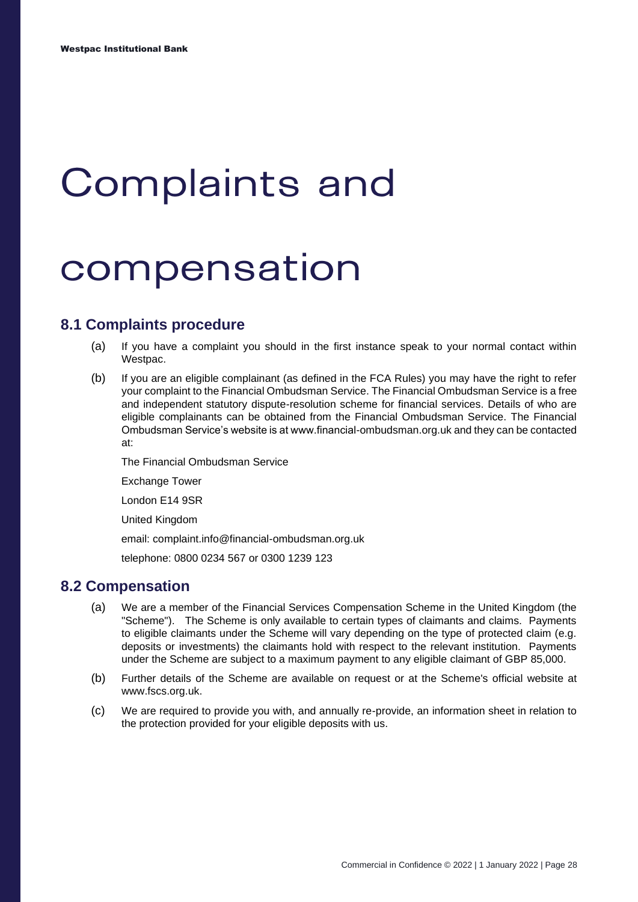# Complaints and compensation

## 8.1 Complaints procedure

(a) If you have a complaint you should in the first instance speak to your normal contact within Westpac.

(b) If you are an eligible complainant (as defined in the FCA Rules) you may have the right to refer your complaint to the Financial Ombudsman Service. The Financial Ombudsman Service is a free and independent statutory dispute-resolution scheme for financial services. Details of who are eligible complainants can be obtained from the Financial Ombudsman Service. The Financial Ombudsman Service's website is at www.financial-ombudsman.org.uk and they can be contacted at:

The Financial Ombudsman Service

Exchange Tower

London E14 9SR

United Kingdom

email: complaint.info@financial-ombudsman.org.uk

telephone: 0800 0234 567 or 0300 1239 123

## 8.2 Compensation

(a) We are a member of the Financial Services Compensation Scheme in the United Kingdom (the "Scheme"). The Scheme is only available to certain types of claimants and claims. Payments to eligible claimants under the Scheme will vary depending on the type of protected claim (e.g. deposits or investments) the claimants hold with respect to the relevant institution. Payments under the Scheme are subject to a maximum payment to any eligible claimant of GBP 85,000.

(b) Further details of the Scheme are available on request or at the Scheme's official website at www.fscs.org.uk.

(c) We are required to provide you with, and annually re-provide, an information sheet in relation to the protection provided for your eligible deposits with us.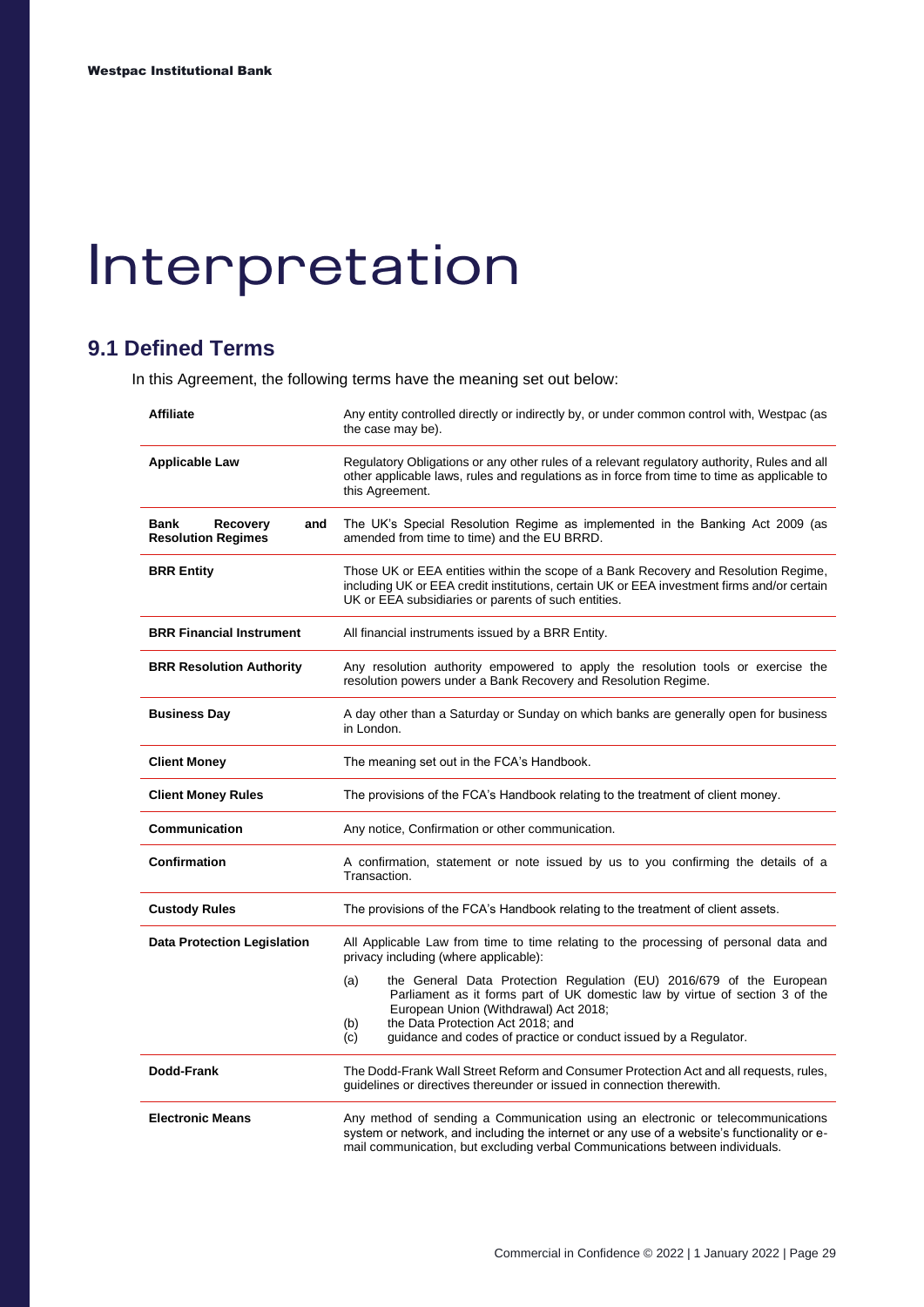# Interpretation

## 9.1 Defined Terms

In this Agreement, the following terms have the meaning set out below:

| Term | Meaning |
|---|---|
| **Affiliate** | Any entity controlled directly or indirectly by, or under common control with, Westpac (as the case may be). |
| **Applicable Law** | Regulatory Obligations or any other rules of a relevant regulatory authority, Rules and all other applicable laws, rules and regulations as in force from time to time as applicable to this Agreement. |
| **Bank Recovery and Resolution Regimes** | The UK's Special Resolution Regime as implemented in the Banking Act 2009 (as amended from time to time) and the EU BRRD. |
| **BRR Entity** | Those UK or EEA entities within the scope of a Bank Recovery and Resolution Regime, including UK or EEA credit institutions, certain UK or EEA investment firms and/or certain UK or EEA subsidiaries or parents of such entities. |
| **BRR Financial Instrument** | All financial instruments issued by a BRR Entity. |
| **BRR Resolution Authority** | Any resolution authority empowered to apply the resolution tools or exercise the resolution powers under a Bank Recovery and Resolution Regime. |
| **Business Day** | A day other than a Saturday or Sunday on which banks are generally open for business in London. |
| **Client Money** | The meaning set out in the FCA's Handbook. |
| **Client Money Rules** | The provisions of the FCA's Handbook relating to the treatment of client money. |
| **Communication** | Any notice, Confirmation or other communication. |
| **Confirmation** | A confirmation, statement or note issued by us to you confirming the details of a Transaction. |
| **Custody Rules** | The provisions of the FCA's Handbook relating to the treatment of client assets. |
| **Data Protection Legislation** | All Applicable Law from time to time relating to the processing of personal data and privacy including (where applicable):<br>(a) the General Data Protection Regulation (EU) 2016/679 of the European Parliament as it forms part of UK domestic law by virtue of section 3 of the European Union (Withdrawal) Act 2018;<br>(b) the Data Protection Act 2018; and<br>(c) guidance and codes of practice or conduct issued by a Regulator. |
| **Dodd-Frank** | The Dodd-Frank Wall Street Reform and Consumer Protection Act and all requests, rules, guidelines or directives thereunder or issued in connection therewith. |
| **Electronic Means** | Any method of sending a Communication using an electronic or telecommunications system or network, and including the internet or any use of a website's functionality or e-mail communication, but excluding verbal Communications between individuals. |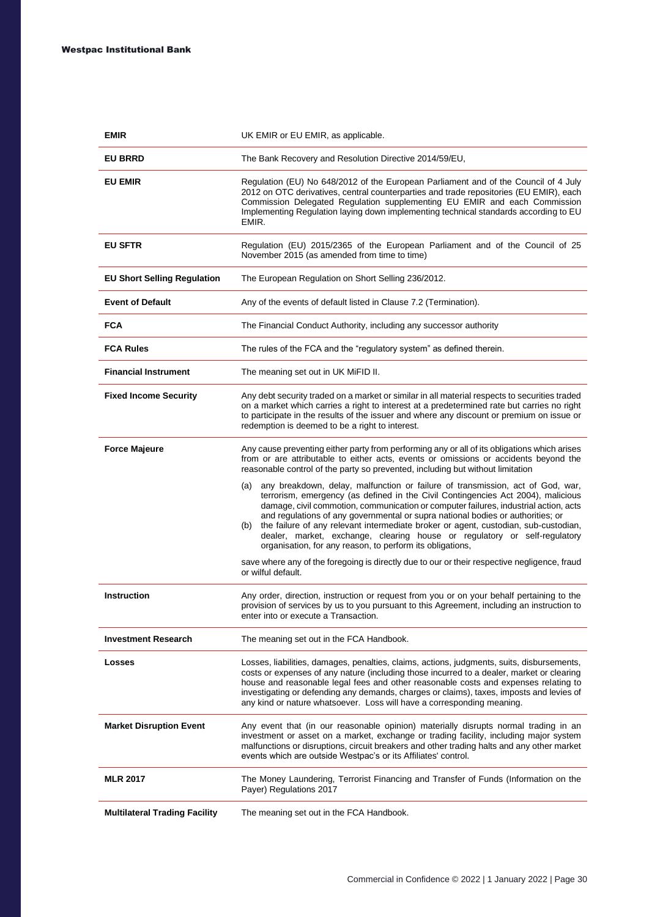| | |
|---|---|
| **EMIR** | UK EMIR or EU EMIR, as applicable. |
| **EU BRRD** | The Bank Recovery and Resolution Directive 2014/59/EU, |
| **EU EMIR** | Regulation (EU) No 648/2012 of the European Parliament and of the Council of 4 July 2012 on OTC derivatives, central counterparties and trade repositories (EU EMIR), each Commission Delegated Regulation supplementing EU EMIR and each Commission Implementing Regulation laying down implementing technical standards according to EU EMIR. |
| **EU SFTR** | Regulation (EU) 2015/2365 of the European Parliament and of the Council of 25 November 2015 (as amended from time to time) |
| **EU Short Selling Regulation** | The European Regulation on Short Selling 236/2012. |
| **Event of Default** | Any of the events of default listed in Clause 7.2 (Termination). |
| **FCA** | The Financial Conduct Authority, including any successor authority |
| **FCA Rules** | The rules of the FCA and the "regulatory system" as defined therein. |
| **Financial Instrument** | The meaning set out in UK MiFID II. |
| **Fixed Income Security** | Any debt security traded on a market or similar in all material respects to securities traded on a market which carries a right to interest at a predetermined rate but carries no right to participate in the results of the issuer and where any discount or premium on issue or redemption is deemed to be a right to interest. |
| **Force Majeure** | Any cause preventing either party from performing any or all of its obligations which arises from or are attributable to either acts, events or omissions or accidents beyond the reasonable control of the party so prevented, including but without limitation<br><br>(a) any breakdown, delay, malfunction or failure of transmission, act of God, war, terrorism, emergency (as defined in the Civil Contingencies Act 2004), malicious damage, civil commotion, communication or computer failures, industrial action, acts and regulations of any governmental or supra national bodies or authorities; or<br>(b) the failure of any relevant intermediate broker or agent, custodian, sub-custodian, dealer, market, exchange, clearing house or regulatory or self-regulatory organisation, for any reason, to perform its obligations,<br><br>save where any of the foregoing is directly due to our or their respective negligence, fraud or wilful default. |
| **Instruction** | Any order, direction, instruction or request from you or on your behalf pertaining to the provision of services by us to you pursuant to this Agreement, including an instruction to enter into or execute a Transaction. |
| **Investment Research** | The meaning set out in the FCA Handbook. |
| **Losses** | Losses, liabilities, damages, penalties, claims, actions, judgments, suits, disbursements, costs or expenses of any nature (including those incurred to a dealer, market or clearing house and reasonable legal fees and other reasonable costs and expenses relating to investigating or defending any demands, charges or claims), taxes, imposts and levies of any kind or nature whatsoever. Loss will have a corresponding meaning. |
| **Market Disruption Event** | Any event that (in our reasonable opinion) materially disrupts normal trading in an investment or asset on a market, exchange or trading facility, including major system malfunctions or disruptions, circuit breakers and other trading halts and any other market events which are outside Westpac's or its Affiliates' control. |
| **MLR 2017** | The Money Laundering, Terrorist Financing and Transfer of Funds (Information on the Payer) Regulations 2017 |
| **Multilateral Trading Facility** | The meaning set out in the FCA Handbook. |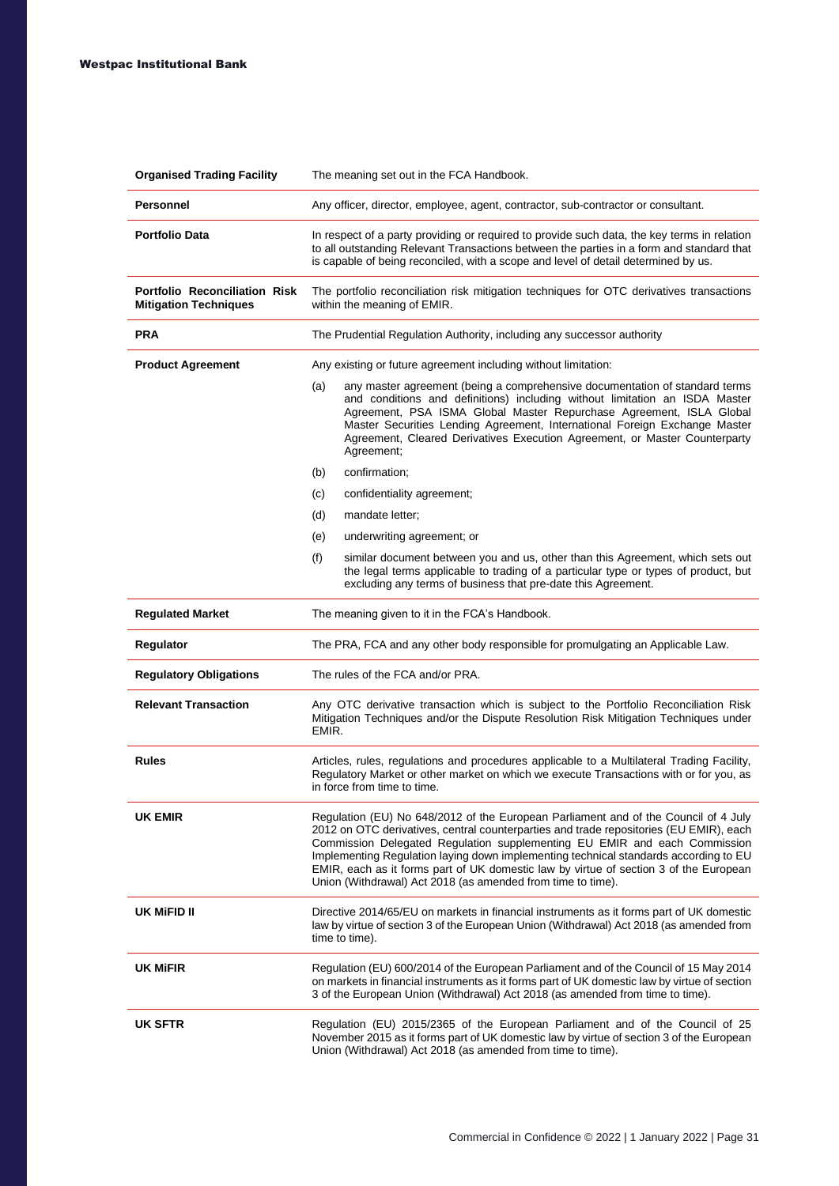| | |
|---|---|
| **Organised Trading Facility** | The meaning set out in the FCA Handbook. |
| **Personnel** | Any officer, director, employee, agent, contractor, sub-contractor or consultant. |
| **Portfolio Data** | In respect of a party providing or required to provide such data, the key terms in relation to all outstanding Relevant Transactions between the parties in a form and standard that is capable of being reconciled, with a scope and level of detail determined by us. |
| **Portfolio Reconciliation Risk Mitigation Techniques** | The portfolio reconciliation risk mitigation techniques for OTC derivatives transactions within the meaning of EMIR. |
| **PRA** | The Prudential Regulation Authority, including any successor authority |
| **Product Agreement** | Any existing or future agreement including without limitation:<br>(a) any master agreement (being a comprehensive documentation of standard terms and conditions and definitions) including without limitation an ISDA Master Agreement, PSA ISMA Global Master Repurchase Agreement, ISLA Global Master Securities Lending Agreement, International Foreign Exchange Master Agreement, Cleared Derivatives Execution Agreement, or Master Counterparty Agreement;<br>(b) confirmation;<br>(c) confidentiality agreement;<br>(d) mandate letter;<br>(e) underwriting agreement; or<br>(f) similar document between you and us, other than this Agreement, which sets out the legal terms applicable to trading of a particular type or types of product, but excluding any terms of business that pre-date this Agreement. |
| **Regulated Market** | The meaning given to it in the FCA's Handbook. |
| **Regulator** | The PRA, FCA and any other body responsible for promulgating an Applicable Law. |
| **Regulatory Obligations** | The rules of the FCA and/or PRA. |
| **Relevant Transaction** | Any OTC derivative transaction which is subject to the Portfolio Reconciliation Risk Mitigation Techniques and/or the Dispute Resolution Risk Mitigation Techniques under EMIR. |
| **Rules** | Articles, rules, regulations and procedures applicable to a Multilateral Trading Facility, Regulatory Market or other market on which we execute Transactions with or for you, as in force from time to time. |
| **UK EMIR** | Regulation (EU) No 648/2012 of the European Parliament and of the Council of 4 July 2012 on OTC derivatives, central counterparties and trade repositories (EU EMIR), each Commission Delegated Regulation supplementing EU EMIR and each Commission Implementing Regulation laying down implementing technical standards according to EU EMIR, each as it forms part of UK domestic law by virtue of section 3 of the European Union (Withdrawal) Act 2018 (as amended from time to time). |
| **UK MiFID II** | Directive 2014/65/EU on markets in financial instruments as it forms part of UK domestic law by virtue of section 3 of the European Union (Withdrawal) Act 2018 (as amended from time to time). |
| **UK MiFIR** | Regulation (EU) 600/2014 of the European Parliament and of the Council of 15 May 2014 on markets in financial instruments as it forms part of UK domestic law by virtue of section 3 of the European Union (Withdrawal) Act 2018 (as amended from time to time). |
| **UK SFTR** | Regulation (EU) 2015/2365 of the European Parliament and of the Council of 25 November 2015 as it forms part of UK domestic law by virtue of section 3 of the European Union (Withdrawal) Act 2018 (as amended from time to time). |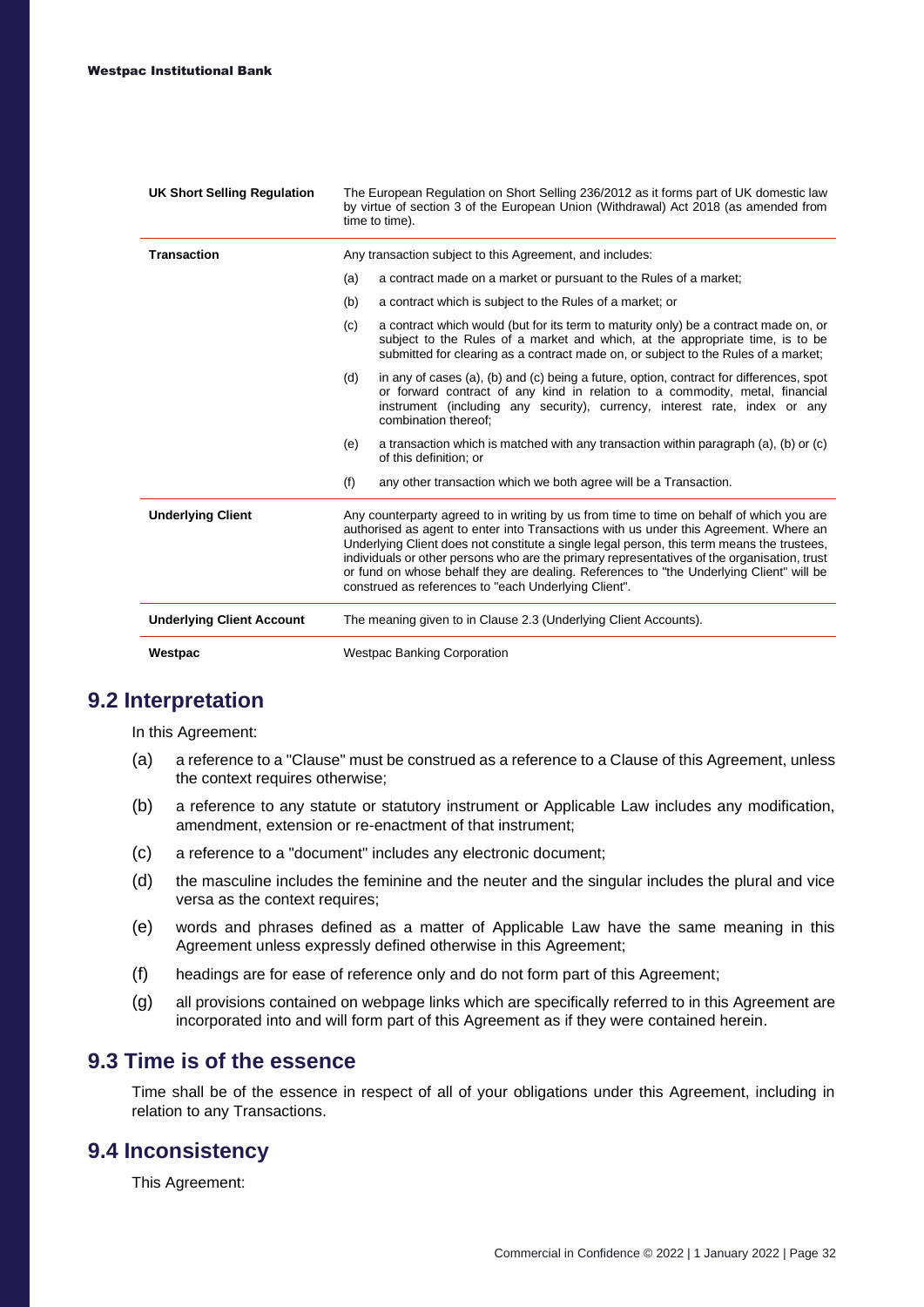| | |
|---|---|
| **UK Short Selling Regulation** | The European Regulation on Short Selling 236/2012 as it forms part of UK domestic law by virtue of section 3 of the European Union (Withdrawal) Act 2018 (as amended from time to time). |
| **Transaction** | Any transaction subject to this Agreement, and includes:<br>(a) a contract made on a market or pursuant to the Rules of a market;<br>(b) a contract which is subject to the Rules of a market; or<br>(c) a contract which would (but for its term to maturity only) be a contract made on, or subject to the Rules of a market and which, at the appropriate time, is to be submitted for clearing as a contract made on, or subject to the Rules of a market;<br>(d) in any of cases (a), (b) and (c) being a future, option, contract for differences, spot or forward contract of any kind in relation to a commodity, metal, financial instrument (including any security), currency, interest rate, index or any combination thereof;<br>(e) a transaction which is matched with any transaction within paragraph (a), (b) or (c) of this definition; or<br>(f) any other transaction which we both agree will be a Transaction. |
| **Underlying Client** | Any counterparty agreed to in writing by us from time to time on behalf of which you are authorised as agent to enter into Transactions with us under this Agreement. Where an Underlying Client does not constitute a single legal person, this term means the trustees, individuals or other persons who are the primary representatives of the organisation, trust or fund on whose behalf they are dealing. References to "the Underlying Client" will be construed as references to "each Underlying Client". |
| **Underlying Client Account** | The meaning given to in Clause 2.3 (Underlying Client Accounts). |
| **Westpac** | Westpac Banking Corporation |

## 9.2 Interpretation

In this Agreement:

(a) a reference to a "Clause" must be construed as a reference to a Clause of this Agreement, unless the context requires otherwise;

(b) a reference to any statute or statutory instrument or Applicable Law includes any modification, amendment, extension or re-enactment of that instrument;

(c) a reference to a "document" includes any electronic document;

(d) the masculine includes the feminine and the neuter and the singular includes the plural and vice versa as the context requires;

(e) words and phrases defined as a matter of Applicable Law have the same meaning in this Agreement unless expressly defined otherwise in this Agreement;

(f) headings are for ease of reference only and do not form part of this Agreement;

(g) all provisions contained on webpage links which are specifically referred to in this Agreement are incorporated into and will form part of this Agreement as if they were contained herein.

## 9.3 Time is of the essence

Time shall be of the essence in respect of all of your obligations under this Agreement, including in relation to any Transactions.

## 9.4 Inconsistency

This Agreement: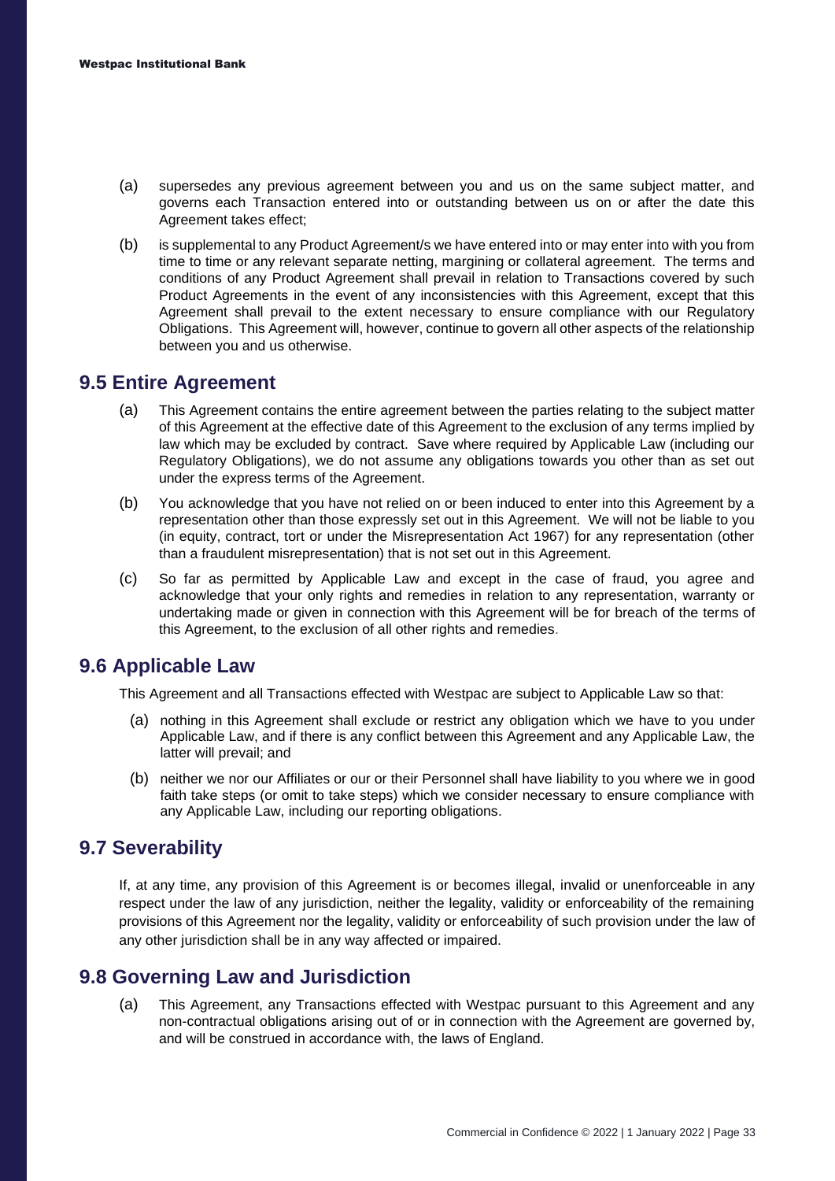(a) supersedes any previous agreement between you and us on the same subject matter, and governs each Transaction entered into or outstanding between us on or after the date this Agreement takes effect;

(b) is supplemental to any Product Agreement/s we have entered into or may enter into with you from time to time or any relevant separate netting, margining or collateral agreement. The terms and conditions of any Product Agreement shall prevail in relation to Transactions covered by such Product Agreements in the event of any inconsistencies with this Agreement, except that this Agreement shall prevail to the extent necessary to ensure compliance with our Regulatory Obligations. This Agreement will, however, continue to govern all other aspects of the relationship between you and us otherwise.

## 9.5 Entire Agreement

(a) This Agreement contains the entire agreement between the parties relating to the subject matter of this Agreement at the effective date of this Agreement to the exclusion of any terms implied by law which may be excluded by contract. Save where required by Applicable Law (including our Regulatory Obligations), we do not assume any obligations towards you other than as set out under the express terms of the Agreement.

(b) You acknowledge that you have not relied on or been induced to enter into this Agreement by a representation other than those expressly set out in this Agreement. We will not be liable to you (in equity, contract, tort or under the Misrepresentation Act 1967) for any representation (other than a fraudulent misrepresentation) that is not set out in this Agreement.

(c) So far as permitted by Applicable Law and except in the case of fraud, you agree and acknowledge that your only rights and remedies in relation to any representation, warranty or undertaking made or given in connection with this Agreement will be for breach of the terms of this Agreement, to the exclusion of all other rights and remedies.

## 9.6 Applicable Law

This Agreement and all Transactions effected with Westpac are subject to Applicable Law so that:

(a) nothing in this Agreement shall exclude or restrict any obligation which we have to you under Applicable Law, and if there is any conflict between this Agreement and any Applicable Law, the latter will prevail; and

(b) neither we nor our Affiliates or our or their Personnel shall have liability to you where we in good faith take steps (or omit to take steps) which we consider necessary to ensure compliance with any Applicable Law, including our reporting obligations.

## 9.7 Severability

If, at any time, any provision of this Agreement is or becomes illegal, invalid or unenforceable in any respect under the law of any jurisdiction, neither the legality, validity or enforceability of the remaining provisions of this Agreement nor the legality, validity or enforceability of such provision under the law of any other jurisdiction shall be in any way affected or impaired.

## 9.8 Governing Law and Jurisdiction

(a) This Agreement, any Transactions effected with Westpac pursuant to this Agreement and any non-contractual obligations arising out of or in connection with the Agreement are governed by, and will be construed in accordance with, the laws of England.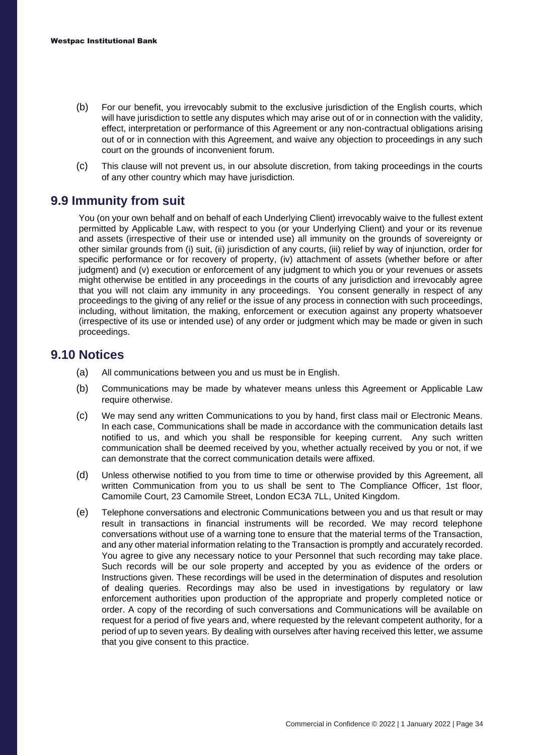(b) For our benefit, you irrevocably submit to the exclusive jurisdiction of the English courts, which will have jurisdiction to settle any disputes which may arise out of or in connection with the validity, effect, interpretation or performance of this Agreement or any non-contractual obligations arising out of or in connection with this Agreement, and waive any objection to proceedings in any such court on the grounds of inconvenient forum.

(c) This clause will not prevent us, in our absolute discretion, from taking proceedings in the courts of any other country which may have jurisdiction.

## 9.9 Immunity from suit

You (on your own behalf and on behalf of each Underlying Client) irrevocably waive to the fullest extent permitted by Applicable Law, with respect to you (or your Underlying Client) and your or its revenue and assets (irrespective of their use or intended use) all immunity on the grounds of sovereignty or other similar grounds from (i) suit, (ii) jurisdiction of any courts, (iii) relief by way of injunction, order for specific performance or for recovery of property, (iv) attachment of assets (whether before or after judgment) and (v) execution or enforcement of any judgment to which you or your revenues or assets might otherwise be entitled in any proceedings in the courts of any jurisdiction and irrevocably agree that you will not claim any immunity in any proceedings. You consent generally in respect of any proceedings to the giving of any relief or the issue of any process in connection with such proceedings, including, without limitation, the making, enforcement or execution against any property whatsoever (irrespective of its use or intended use) of any order or judgment which may be made or given in such proceedings.

## 9.10 Notices

(a) All communications between you and us must be in English.

(b) Communications may be made by whatever means unless this Agreement or Applicable Law require otherwise.

(c) We may send any written Communications to you by hand, first class mail or Electronic Means. In each case, Communications shall be made in accordance with the communication details last notified to us, and which you shall be responsible for keeping current. Any such written communication shall be deemed received by you, whether actually received by you or not, if we can demonstrate that the correct communication details were affixed.

(d) Unless otherwise notified to you from time to time or otherwise provided by this Agreement, all written Communication from you to us shall be sent to The Compliance Officer, 1st floor, Camomile Court, 23 Camomile Street, London EC3A 7LL, United Kingdom.

(e) Telephone conversations and electronic Communications between you and us that result or may result in transactions in financial instruments will be recorded. We may record telephone conversations without use of a warning tone to ensure that the material terms of the Transaction, and any other material information relating to the Transaction is promptly and accurately recorded. You agree to give any necessary notice to your Personnel that such recording may take place. Such records will be our sole property and accepted by you as evidence of the orders or Instructions given. These recordings will be used in the determination of disputes and resolution of dealing queries. Recordings may also be used in investigations by regulatory or law enforcement authorities upon production of the appropriate and properly completed notice or order. A copy of the recording of such conversations and Communications will be available on request for a period of five years and, where requested by the relevant competent authority, for a period of up to seven years. By dealing with ourselves after having received this letter, we assume that you give consent to this practice.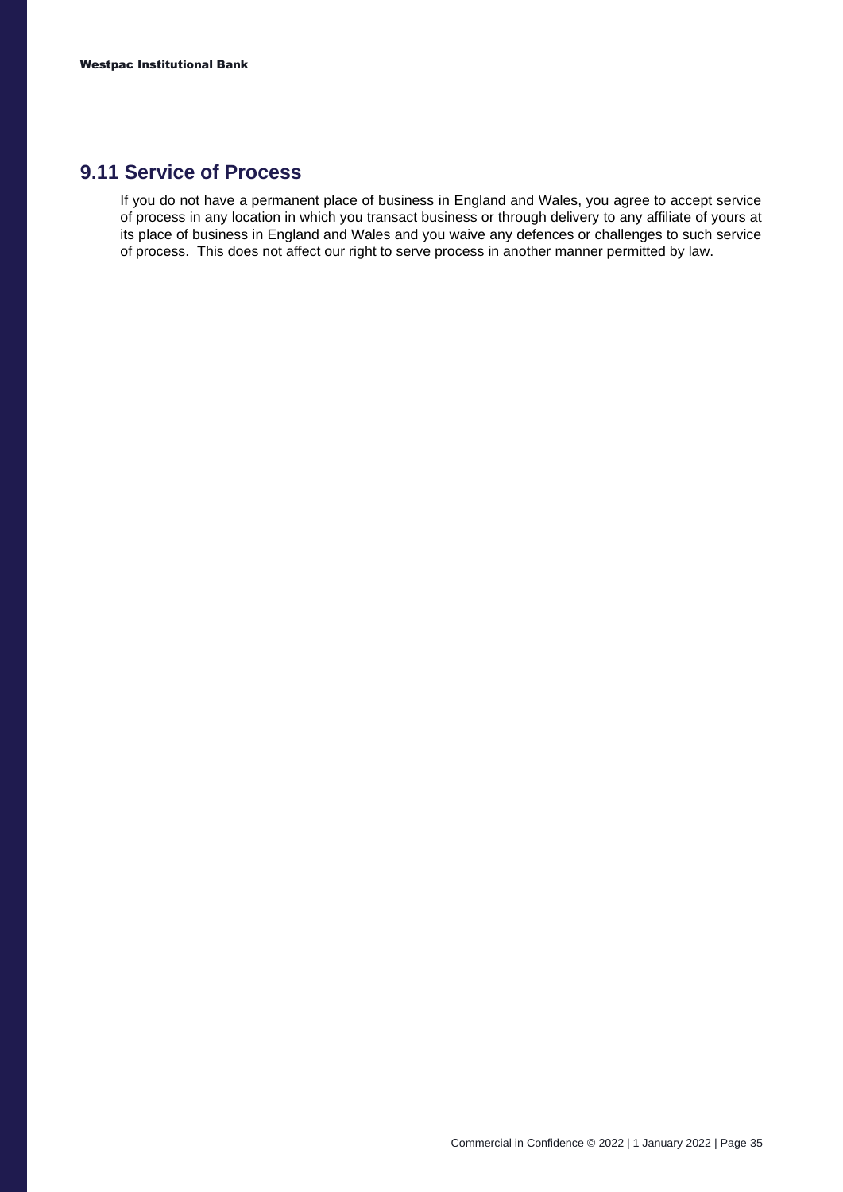## 9.11 Service of Process

If you do not have a permanent place of business in England and Wales, you agree to accept service of process in any location in which you transact business or through delivery to any affiliate of yours at its place of business in England and Wales and you waive any defences or challenges to such service of process. This does not affect our right to serve process in another manner permitted by law.